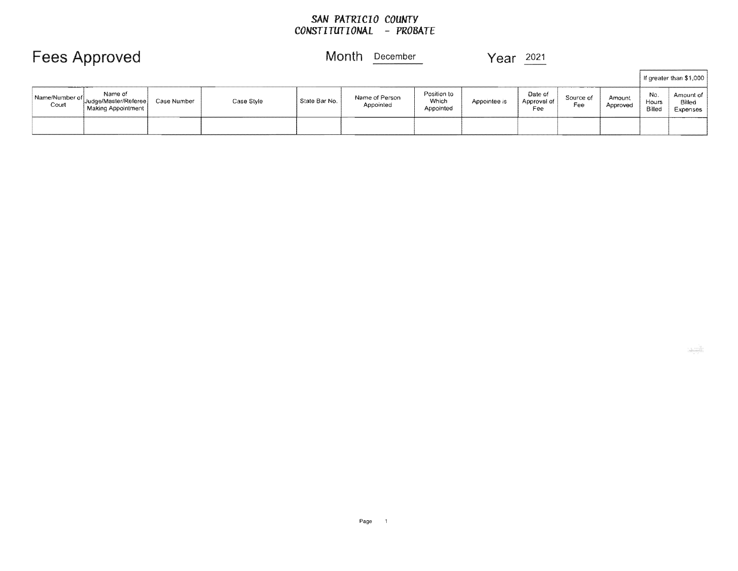**SAN PATRICIO COUNTY**
**CONSTITUTIONAL - PROBATE**

# Fees Approved

Month December

Year 2021

| Name/Number of Court | Name of Judge/Master/Referee Making Appointment | Case Number | Case Style | State Bar No. | Name of Person Appointed | Position to Which Appointed | Appointee is | Date of Approval of Fee | Source of Fee | Amount Approved | If greater than $1,000 | |
|---|---|---|---|---|---|---|---|---|---|---|---|---|
| | | | | | | | | | | | No. Hours Billed | Amount of Billed Expenses |
| | | | | | | | | | | | | |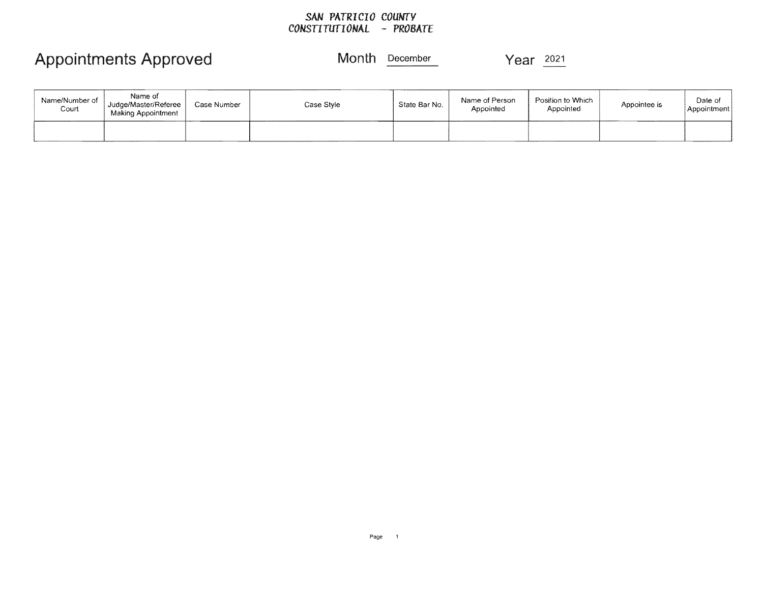SAN PATRICIO COUNTY
CONSTITUTIONAL - PROBATE

# Appointments Approved

Month December Year 2021

| Name/Number of Court | Name of Judge/Master/Referee Making Appointment | Case Number | Case Style | State Bar No. | Name of Person Appointed | Position to Which Appointed | Appointee is | Date of Appointment |
|---|---|---|---|---|---|---|---|---|
| | | | | | | | | |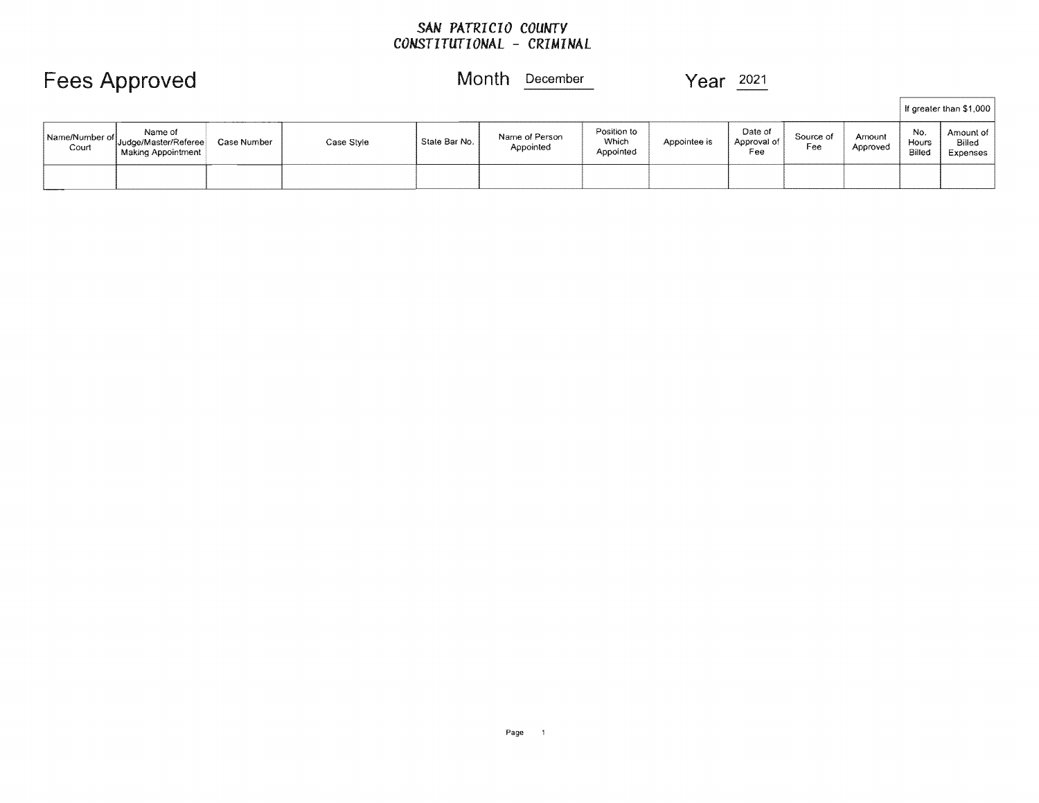SAN PATRICIO COUNTY
CONSTITUTIONAL - CRIMINAL

# Fees Approved

Month December

Year 2021

| Name/Number of Court | Name of Judge/Master/Referee Making Appointment | Case Number | Case Style | State Bar No. | Name of Person Appointed | Position to Which Appointed | Appointee is | Date of Approval of Fee | Source of Fee | Amount Approved | If greater than $1,000 | |
|---|---|---|---|---|---|---|---|---|---|---|---|---|
| | | | | | | | | | | | No. Hours Billed | Amount of Billed Expenses |
| | | | | | | | | | | | | |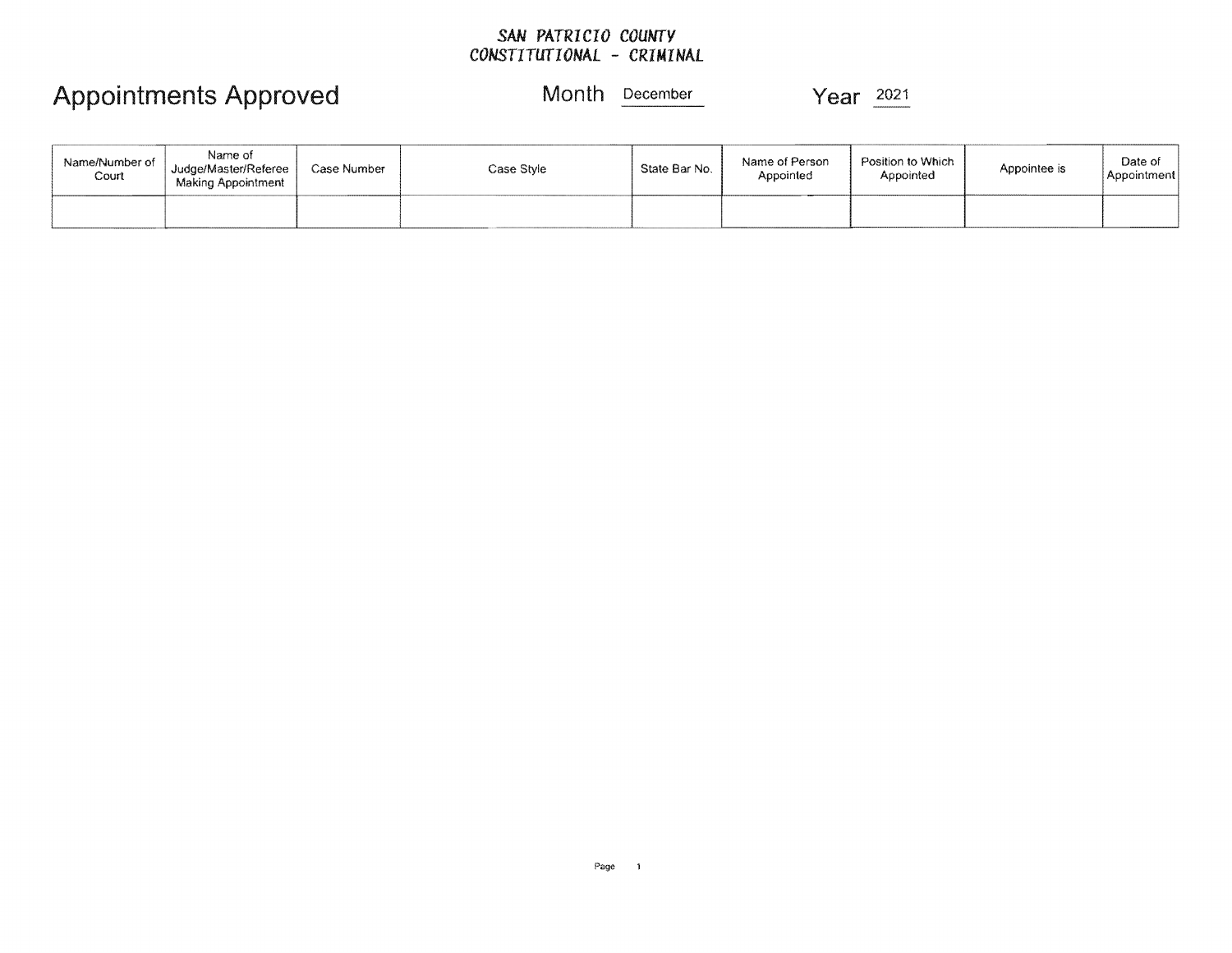SAN PATRICIO COUNTY
CONSTITUTIONAL - CRIMINAL

# Appointments Approved

Month December

Year 2021

| Name/Number of Court | Name of Judge/Master/Referee Making Appointment | Case Number | Case Style | State Bar No. | Name of Person Appointed | Position to Which Appointed | Appointee is | Date of Appointment |
|---|---|---|---|---|---|---|---|---|
| | | | | | | | | |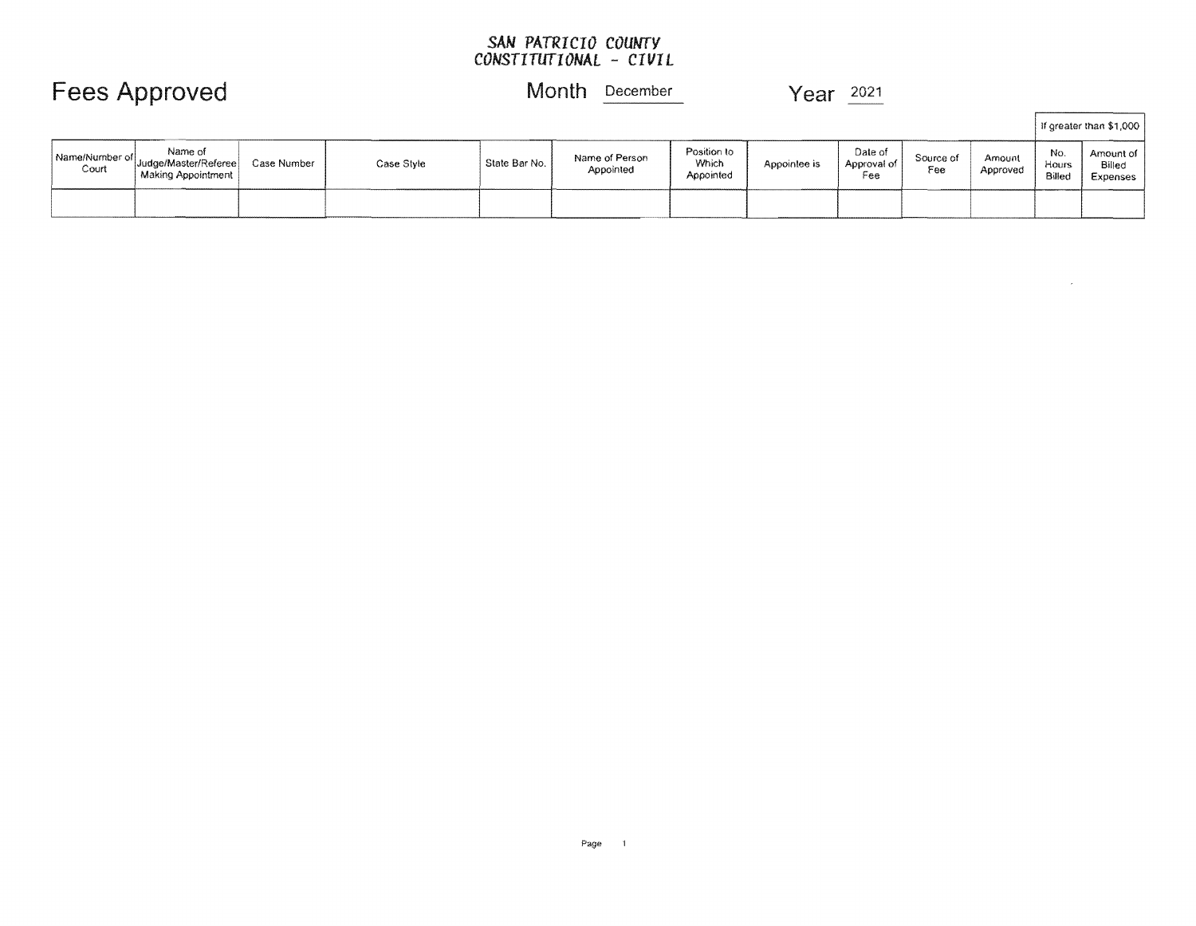**SAN PATRICIO COUNTY**
**CONSTITUTIONAL - CIVIL**

# Fees Approved

Month December

Year 2021

| Name/Number of Court | Name of Judge/Master/Referee Making Appointment | Case Number | Case Style | State Bar No. | Name of Person Appointed | Position to Which Appointed | Appointee is | Date of Approval of Fee | Source of Fee | Amount Approved | If greater than $1,000 | |
|---|---|---|---|---|---|---|---|---|---|---|---|---|
| | | | | | | | | | | | No. Hours Billed | Amount of Billed Expenses |
| | | | | | | | | | | | | |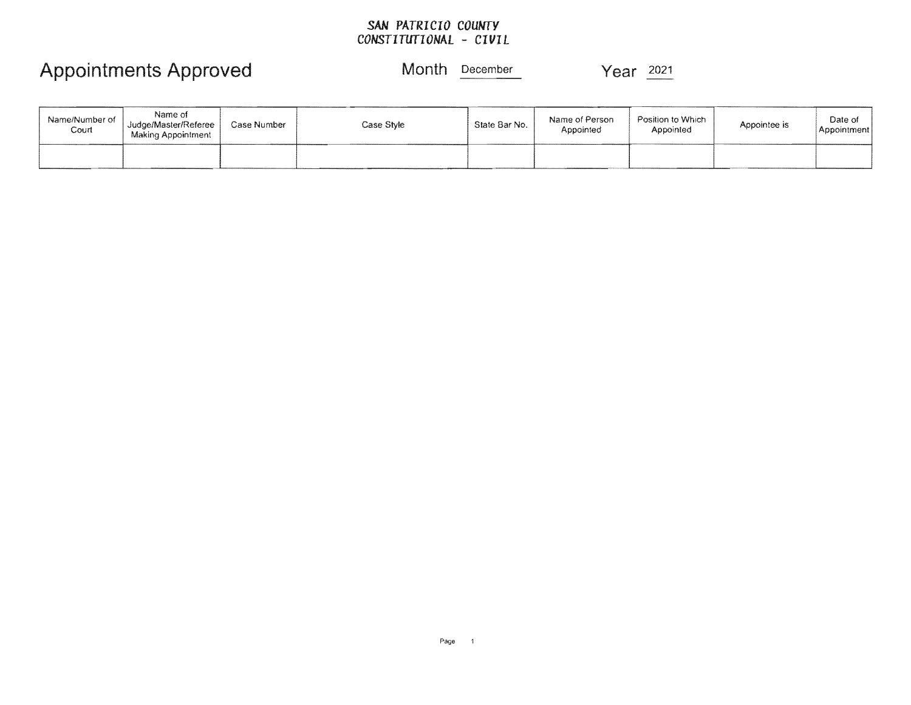**SAN PATRICIO COUNTY**
**CONSTITUTIONAL - CIVIL**

# Appointments Approved

Month December　　　　Year 2021

| Name/Number of Court | Name of Judge/Master/Referee Making Appointment | Case Number | Case Style | State Bar No. | Name of Person Appointed | Position to Which Appointed | Appointee is | Date of Appointment |
|---|---|---|---|---|---|---|---|---|
| | | | | | | | | |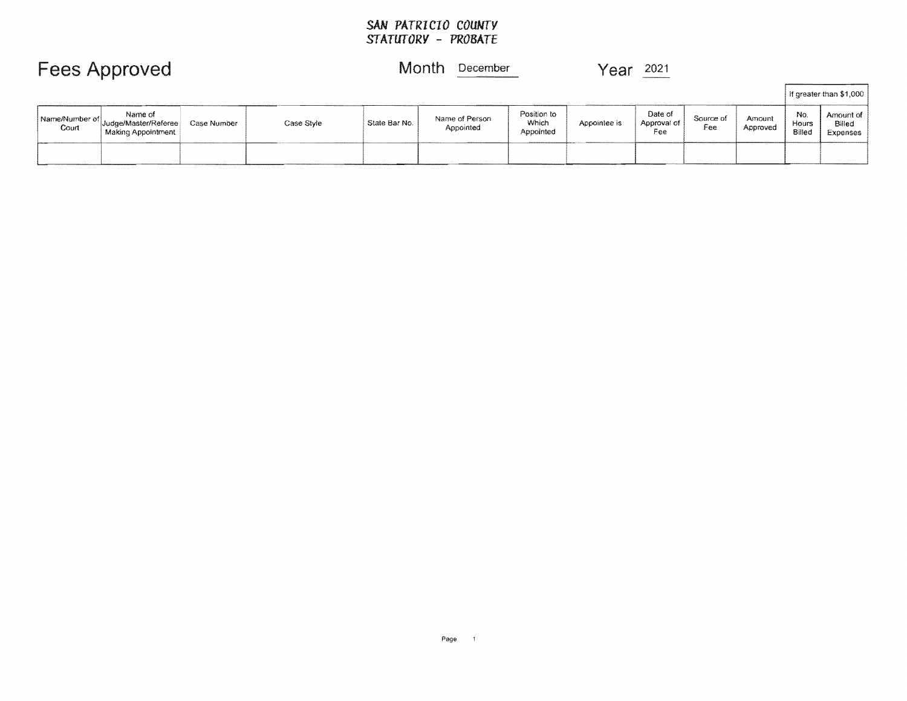**SAN PATRICIO COUNTY**
**STATUTORY - PROBATE**

# Fees Approved

Month December Year 2021

| Name/Number of Court | Name of Judge/Master/Referee Making Appointment | Case Number | Case Style | State Bar No. | Name of Person Appointed | Position to Which Appointed | Appointee is | Date of Approval of Fee | Source of Fee | Amount Approved | If greater than $1,000 | |
|---|---|---|---|---|---|---|---|---|---|---|---|---|
| | | | | | | | | | | | No. Hours Billed | Amount of Billed Expenses |
| | | | | | | | | | | | | |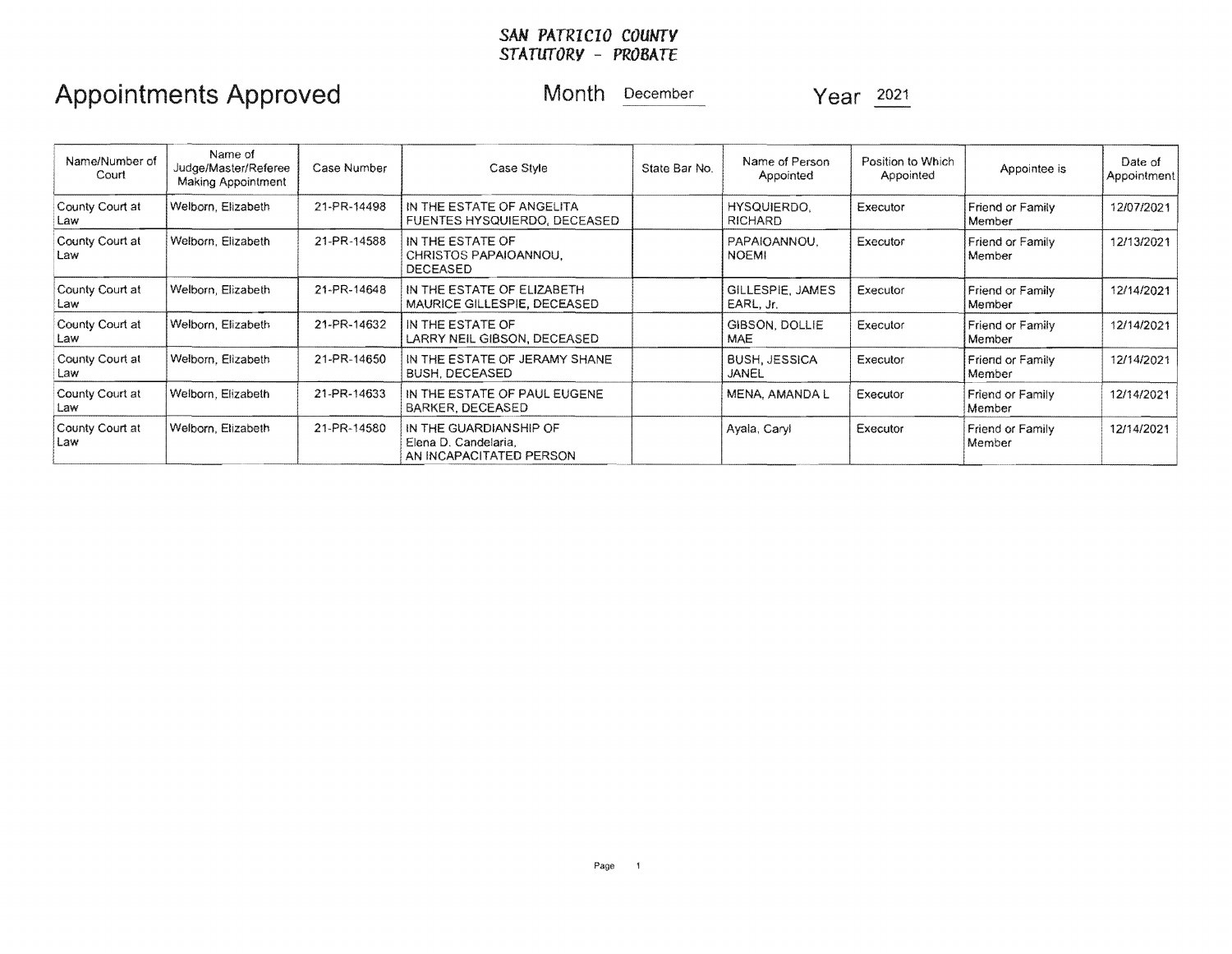**SAN PATRICIO COUNTY**
**STATUTORY - PROBATE**

# Appointments Approved

Month December Year 2021

| Name/Number of Court | Name of Judge/Master/Referee Making Appointment | Case Number | Case Style | State Bar No. | Name of Person Appointed | Position to Which Appointed | Appointee is | Date of Appointment |
|---|---|---|---|---|---|---|---|---|
| County Court at Law | Welborn, Elizabeth | 21-PR-14498 | IN THE ESTATE OF ANGELITA FUENTES HYSQUIERDO, DECEASED | | HYSQUIERDO, RICHARD | Executor | Friend or Family Member | 12/07/2021 |
| County Court at Law | Welborn, Elizabeth | 21-PR-14588 | IN THE ESTATE OF CHRISTOS PAPAIOANNOU, DECEASED | | PAPAIOANNOU, NOEMI | Executor | Friend or Family Member | 12/13/2021 |
| County Court at Law | Welborn, Elizabeth | 21-PR-14648 | IN THE ESTATE OF ELIZABETH MAURICE GILLESPIE, DECEASED | | GILLESPIE, JAMES EARL, Jr. | Executor | Friend or Family Member | 12/14/2021 |
| County Court at Law | Welborn, Elizabeth | 21-PR-14632 | IN THE ESTATE OF LARRY NEIL GIBSON, DECEASED | | GIBSON, DOLLIE MAE | Executor | Friend or Family Member | 12/14/2021 |
| County Court at Law | Welborn, Elizabeth | 21-PR-14650 | IN THE ESTATE OF JERAMY SHANE BUSH, DECEASED | | BUSH, JESSICA JANEL | Executor | Friend or Family Member | 12/14/2021 |
| County Court at Law | Welborn, Elizabeth | 21-PR-14633 | IN THE ESTATE OF PAUL EUGENE BARKER, DECEASED | | MENA, AMANDA L | Executor | Friend or Family Member | 12/14/2021 |
| County Court at Law | Welborn, Elizabeth | 21-PR-14580 | IN THE GUARDIANSHIP OF Elena D. Candelaria, AN INCAPACITATED PERSON | | Ayala, Caryl | Executor | Friend or Family Member | 12/14/2021 |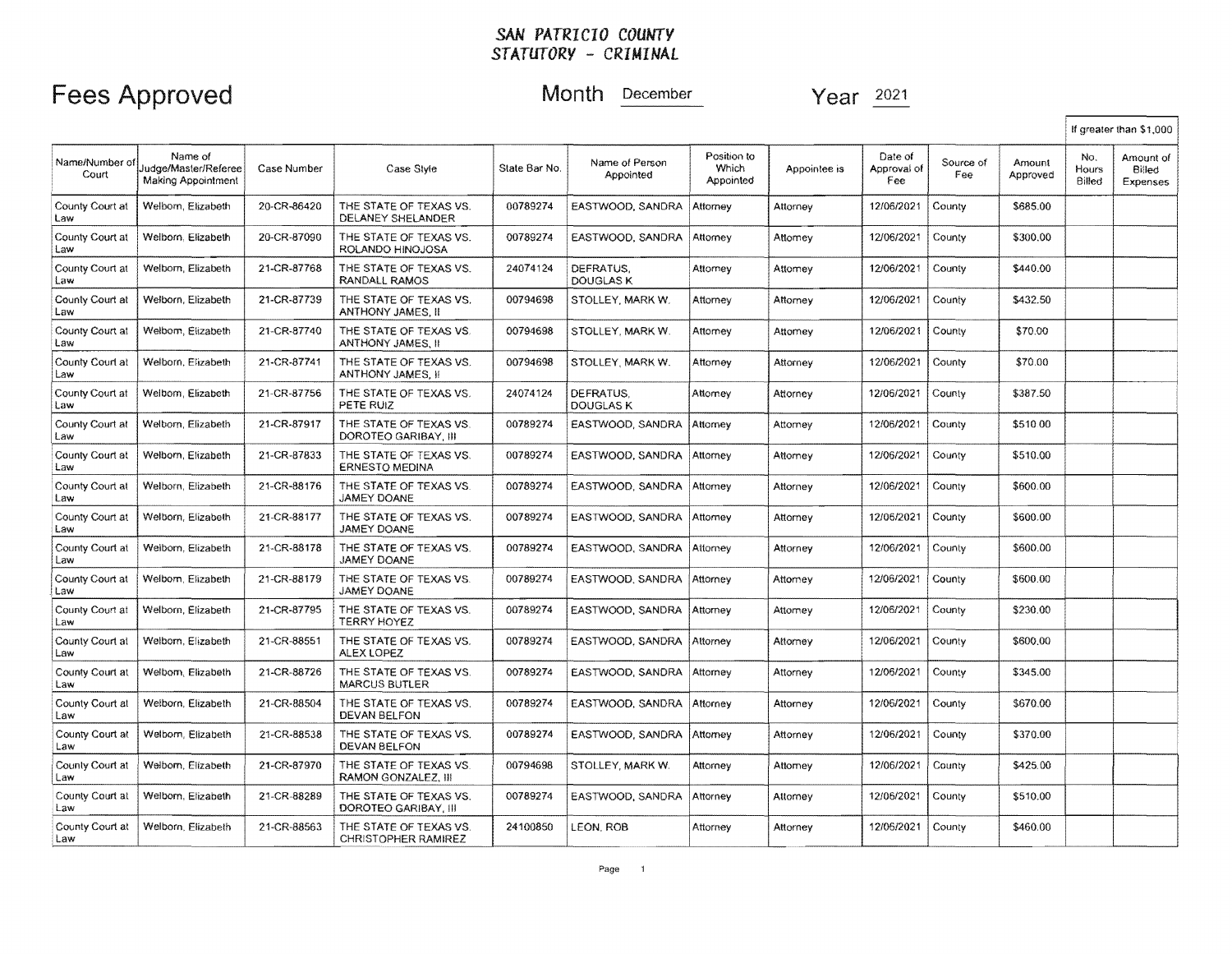# SAN PATRICIO COUNTY
## STATUTORY - CRIMINAL

# Fees Approved

**Month** December **Year** 2021

| Name/Number of Court | Name of Judge/Master/Referee Making Appointment | Case Number | Case Style | State Bar No. | Name of Person Appointed | Position to Which Appointed | Appointee is | Date of Approval of Fee | Source of Fee | Amount Approved | If greater than $1,000: No. Hours Billed | If greater than $1,000: Amount of Billed Expenses |
|---|---|---|---|---|---|---|---|---|---|---|---|---|
| County Court at Law | Welborn, Elizabeth | 20-CR-86420 | THE STATE OF TEXAS VS. DELANEY SHELANDER | 00789274 | EASTWOOD, SANDRA | Attorney | Attorney | 12/06/2021 | County | $685.00 | | |
| County Court at Law | Welborn, Elizabeth | 20-CR-87090 | THE STATE OF TEXAS VS. ROLANDO HINOJOSA | 00789274 | EASTWOOD, SANDRA | Attorney | Attorney | 12/06/2021 | County | $300.00 | | |
| County Court at Law | Welborn, Elizabeth | 21-CR-87768 | THE STATE OF TEXAS VS. RANDALL RAMOS | 24074124 | DEFRATUS, DOUGLAS K | Attorney | Attorney | 12/06/2021 | County | $440.00 | | |
| County Court at Law | Welborn, Elizabeth | 21-CR-87739 | THE STATE OF TEXAS VS. ANTHONY JAMES, II | 00794698 | STOLLEY, MARK W. | Attorney | Attorney | 12/06/2021 | County | $432.50 | | |
| County Court at Law | Welborn, Elizabeth | 21-CR-87740 | THE STATE OF TEXAS VS. ANTHONY JAMES, II | 00794698 | STOLLEY, MARK W. | Attorney | Attorney | 12/06/2021 | County | $70.00 | | |
| County Court at Law | Welborn, Elizabeth | 21-CR-87741 | THE STATE OF TEXAS VS. ANTHONY JAMES, II | 00794698 | STOLLEY, MARK W. | Attorney | Attorney | 12/06/2021 | County | $70.00 | | |
| County Court at Law | Welborn, Elizabeth | 21-CR-87756 | THE STATE OF TEXAS VS. PETE RUIZ | 24074124 | DEFRATUS, DOUGLAS K | Attorney | Attorney | 12/06/2021 | County | $387.50 | | |
| County Court at Law | Welborn, Elizabeth | 21-CR-87917 | THE STATE OF TEXAS VS. DOROTEO GARIBAY, III | 00789274 | EASTWOOD, SANDRA | Attorney | Attorney | 12/06/2021 | County | $510.00 | | |
| County Court at Law | Welborn, Elizabeth | 21-CR-87833 | THE STATE OF TEXAS VS. ERNESTO MEDINA | 00789274 | EASTWOOD, SANDRA | Attorney | Attorney | 12/06/2021 | County | $510.00 | | |
| County Court at Law | Welborn, Elizabeth | 21-CR-88176 | THE STATE OF TEXAS VS. JAMEY DOANE | 00789274 | EASTWOOD, SANDRA | Attorney | Attorney | 12/06/2021 | County | $600.00 | | |
| County Court at Law | Welborn, Elizabeth | 21-CR-88177 | THE STATE OF TEXAS VS. JAMEY DOANE | 00789274 | EASTWOOD, SANDRA | Attorney | Attorney | 12/06/2021 | County | $600.00 | | |
| County Court at Law | Welborn, Elizabeth | 21-CR-88178 | THE STATE OF TEXAS VS. JAMEY DOANE | 00789274 | EASTWOOD, SANDRA | Attorney | Attorney | 12/06/2021 | County | $600.00 | | |
| County Court at Law | Welborn, Elizabeth | 21-CR-88179 | THE STATE OF TEXAS VS. JAMEY DOANE | 00789274 | EASTWOOD, SANDRA | Attorney | Attorney | 12/06/2021 | County | $600.00 | | |
| County Court at Law | Welborn, Elizabeth | 21-CR-87795 | THE STATE OF TEXAS VS. TERRY HOYEZ | 00789274 | EASTWOOD, SANDRA | Attorney | Attorney | 12/06/2021 | County | $230.00 | | |
| County Court at Law | Welborn, Elizabeth | 21-CR-88551 | THE STATE OF TEXAS VS. ALEX LOPEZ | 00789274 | EASTWOOD, SANDRA | Attorney | Attorney | 12/06/2021 | County | $600.00 | | |
| County Court at Law | Welborn, Elizabeth | 21-CR-88726 | THE STATE OF TEXAS VS. MARCUS BUTLER | 00789274 | EASTWOOD, SANDRA | Attorney | Attorney | 12/06/2021 | County | $345.00 | | |
| County Court at Law | Welborn, Elizabeth | 21-CR-88504 | THE STATE OF TEXAS VS. DEVAN BELFON | 00789274 | EASTWOOD, SANDRA | Attorney | Attorney | 12/06/2021 | County | $670.00 | | |
| County Court at Law | Welborn, Elizabeth | 21-CR-88538 | THE STATE OF TEXAS VS. DEVAN BELFON | 00789274 | EASTWOOD, SANDRA | Attorney | Attorney | 12/06/2021 | County | $370.00 | | |
| County Court at Law | Welborn, Elizabeth | 21-CR-87970 | THE STATE OF TEXAS VS. RAMON GONZALEZ, III | 00794698 | STOLLEY, MARK W. | Attorney | Attorney | 12/06/2021 | County | $425.00 | | |
| County Court at Law | Welborn, Elizabeth | 21-CR-88289 | THE STATE OF TEXAS VS. DOROTEO GARIBAY, III | 00789274 | EASTWOOD, SANDRA | Attorney | Attorney | 12/06/2021 | County | $510.00 | | |
| County Court at Law | Welborn, Elizabeth | 21-CR-88563 | THE STATE OF TEXAS VS. CHRISTOPHER RAMIREZ | 24100850 | LEON, ROB | Attorney | Attorney | 12/06/2021 | County | $460.00 | | |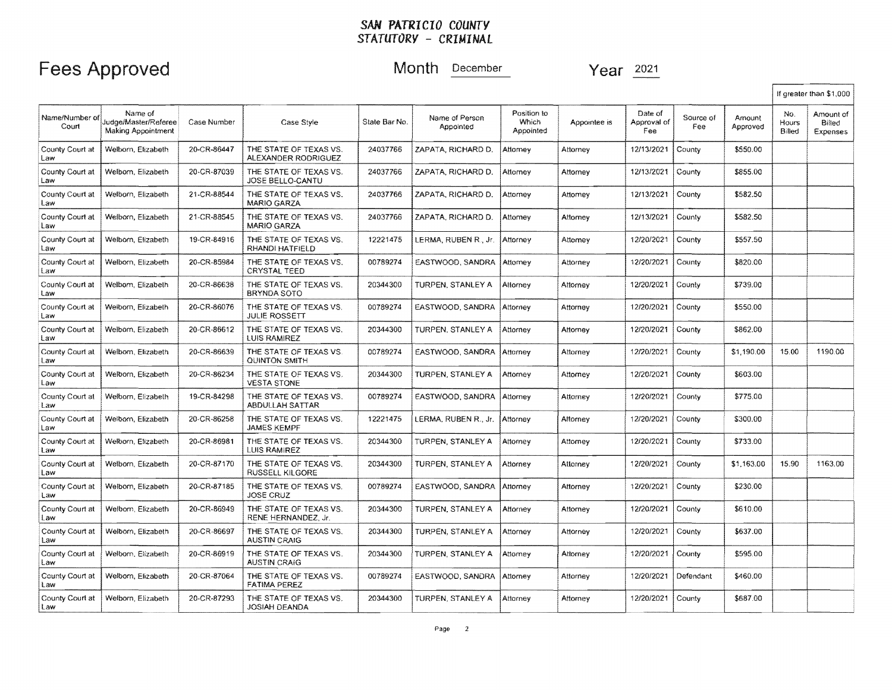# SAN PATRICIO COUNTY
## STATUTORY - CRIMINAL

# Fees Approved

Month December Year 2021

| Name/Number of Court | Name of Judge/Master/Referee Making Appointment | Case Number | Case Style | State Bar No. | Name of Person Appointed | Position to Which Appointed | Appointee is | Date of Approval of Fee | Source of Fee | Amount Approved | If greater than $1,000 No. Hours Billed | Amount of Billed Expenses |
|---|---|---|---|---|---|---|---|---|---|---|---|---|
| County Court at Law | Welborn, Elizabeth | 20-CR-86447 | THE STATE OF TEXAS VS. ALEXANDER RODRIGUEZ | 24037766 | ZAPATA, RICHARD D. | Attorney | Attorney | 12/13/2021 | County | $550.00 | | |
| County Court at Law | Welborn, Elizabeth | 20-CR-87039 | THE STATE OF TEXAS VS. JOSE BELLO-CANTU | 24037766 | ZAPATA, RICHARD D. | Attorney | Attorney | 12/13/2021 | County | $855.00 | | |
| County Court at Law | Welborn, Elizabeth | 21-CR-88544 | THE STATE OF TEXAS VS. MARIO GARZA | 24037766 | ZAPATA, RICHARD D. | Attorney | Attorney | 12/13/2021 | County | $582.50 | | |
| County Court at Law | Welborn, Elizabeth | 21-CR-88545 | THE STATE OF TEXAS VS. MARIO GARZA | 24037766 | ZAPATA, RICHARD D. | Attorney | Attorney | 12/13/2021 | County | $582.50 | | |
| County Court at Law | Welborn, Elizabeth | 19-CR-84916 | THE STATE OF TEXAS VS. RHANDI HATFIELD | 12221475 | LERMA, RUBEN R., Jr. | Attorney | Attorney | 12/20/2021 | County | $557.50 | | |
| County Court at Law | Welborn, Elizabeth | 20-CR-85984 | THE STATE OF TEXAS VS. CRYSTAL TEED | 00789274 | EASTWOOD, SANDRA | Attorney | Attorney | 12/20/2021 | County | $820.00 | | |
| County Court at Law | Welborn, Elizabeth | 20-CR-86638 | THE STATE OF TEXAS VS. BRYNDA SOTO | 20344300 | TURPEN, STANLEY A | Attorney | Attorney | 12/20/2021 | County | $739.00 | | |
| County Court at Law | Welborn, Elizabeth | 20-CR-86076 | THE STATE OF TEXAS VS. JULIE ROSSETT | 00789274 | EASTWOOD, SANDRA | Attorney | Attorney | 12/20/2021 | County | $550.00 | | |
| County Court at Law | Welborn, Elizabeth | 20-CR-86612 | THE STATE OF TEXAS VS. LUIS RAMIREZ | 20344300 | TURPEN, STANLEY A | Attorney | Attorney | 12/20/2021 | County | $862.00 | | |
| County Court at Law | Welborn, Elizabeth | 20-CR-86639 | THE STATE OF TEXAS VS. QUINTON SMITH | 00789274 | EASTWOOD, SANDRA | Attorney | Attorney | 12/20/2021 | County | $1,190.00 | 15.00 | 1190.00 |
| County Court at Law | Welborn, Elizabeth | 20-CR-86234 | THE STATE OF TEXAS VS. VESTA STONE | 20344300 | TURPEN, STANLEY A | Attorney | Attorney | 12/20/2021 | County | $603.00 | | |
| County Court at Law | Welborn, Elizabeth | 19-CR-84298 | THE STATE OF TEXAS VS. ABDULLAH SATTAR | 00789274 | EASTWOOD, SANDRA | Attorney | Attorney | 12/20/2021 | County | $775.00 | | |
| County Court at Law | Welborn, Elizabeth | 20-CR-86258 | THE STATE OF TEXAS VS. JAMES KEMPF | 12221475 | LERMA, RUBEN R., Jr. | Attorney | Attorney | 12/20/2021 | County | $300.00 | | |
| County Court at Law | Welborn, Elizabeth | 20-CR-86981 | THE STATE OF TEXAS VS. LUIS RAMIREZ | 20344300 | TURPEN, STANLEY A | Attorney | Attorney | 12/20/2021 | County | $733.00 | | |
| County Court at Law | Welborn, Elizabeth | 20-CR-87170 | THE STATE OF TEXAS VS. RUSSELL KILGORE | 20344300 | TURPEN, STANLEY A | Attorney | Attorney | 12/20/2021 | County | $1,163.00 | 15.90 | 1163.00 |
| County Court at Law | Welborn, Elizabeth | 20-CR-87185 | THE STATE OF TEXAS VS. JOSE CRUZ | 00789274 | EASTWOOD, SANDRA | Attorney | Attorney | 12/20/2021 | County | $230.00 | | |
| County Court at Law | Welborn, Elizabeth | 20-CR-86949 | THE STATE OF TEXAS VS. RENE HERNANDEZ, Jr. | 20344300 | TURPEN, STANLEY A | Attorney | Attorney | 12/20/2021 | County | $610.00 | | |
| County Court at Law | Welborn, Elizabeth | 20-CR-86697 | THE STATE OF TEXAS VS. AUSTIN CRAIG | 20344300 | TURPEN, STANLEY A | Attorney | Attorney | 12/20/2021 | County | $637.00 | | |
| County Court at Law | Welborn, Elizabeth | 20-CR-86919 | THE STATE OF TEXAS VS. AUSTIN CRAIG | 20344300 | TURPEN, STANLEY A | Attorney | Attorney | 12/20/2021 | County | $595.00 | | |
| County Court at Law | Welborn, Elizabeth | 20-CR-87064 | THE STATE OF TEXAS VS. FATIMA PEREZ | 00789274 | EASTWOOD, SANDRA | Attorney | Attorney | 12/20/2021 | Defendant | $460.00 | | |
| County Court at Law | Welborn, Elizabeth | 20-CR-87293 | THE STATE OF TEXAS VS. JOSIAH DEANDA | 20344300 | TURPEN, STANLEY A | Attorney | Attorney | 12/20/2021 | County | $687.00 | | |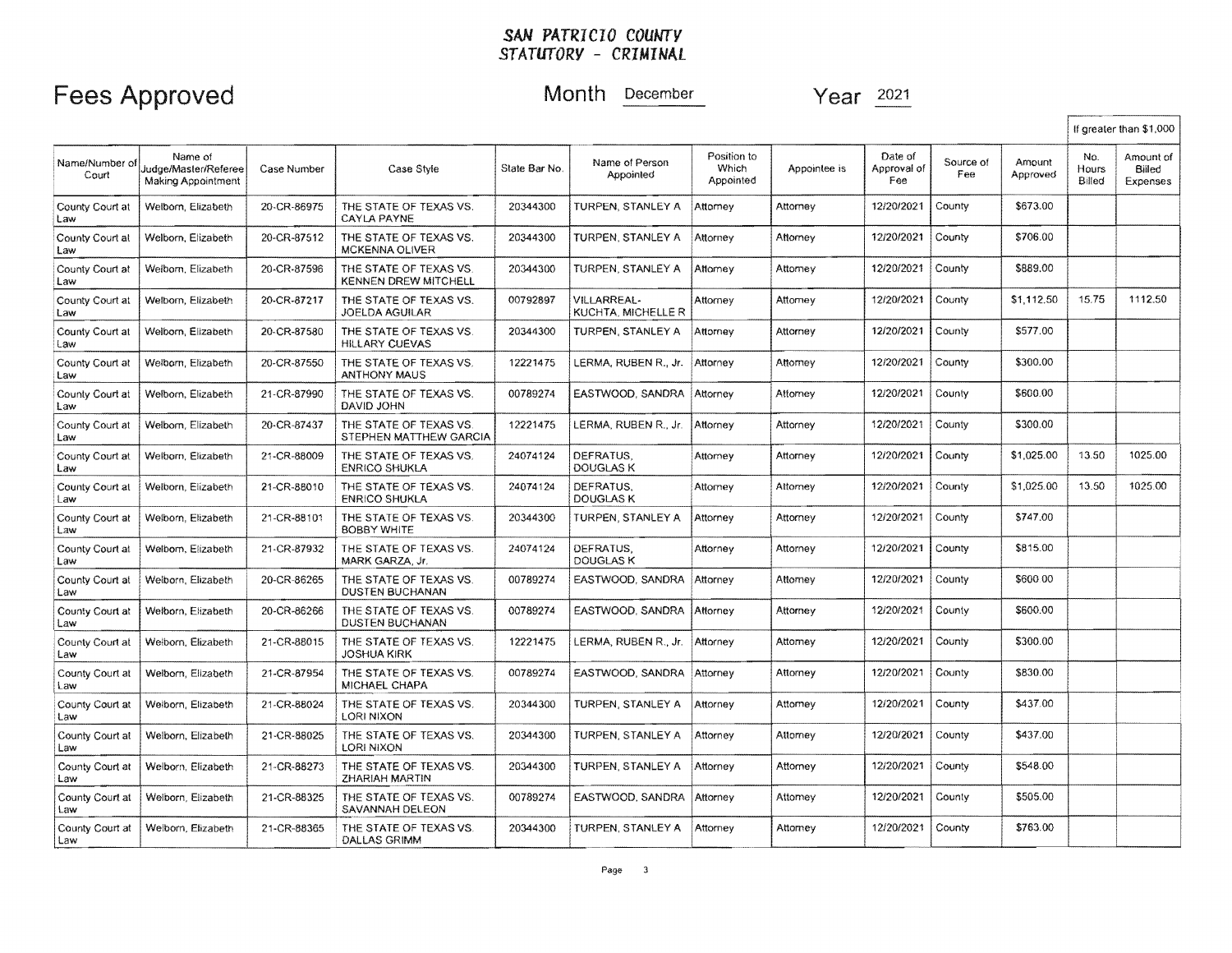# SAN PATRICIO COUNTY
## STATUTORY - CRIMINAL

**Fees Approved** — Month: December — Year: 2021

| Name/Number of Court | Name of Judge/Master/Referee Making Appointment | Case Number | Case Style | State Bar No. | Name of Person Appointed | Position to Which Appointed | Appointee is | Date of Approval of Fee | Source of Fee | Amount Approved | If greater than $1,000 | |
|---|---|---|---|---|---|---|---|---|---|---|---|---|
| | | | | | | | | | | | No. Hours Billed | Amount of Billed Expenses |
| County Court at Law | Welborn, Elizabeth | 20-CR-86975 | THE STATE OF TEXAS VS. CAYLA PAYNE | 20344300 | TURPEN, STANLEY A | Attorney | Attorney | 12/20/2021 | County | $673.00 | | |
| County Court at Law | Welborn, Elizabeth | 20-CR-87512 | THE STATE OF TEXAS VS. MCKENNA OLIVER | 20344300 | TURPEN, STANLEY A | Attorney | Attorney | 12/20/2021 | County | $706.00 | | |
| County Court at Law | Welborn, Elizabeth | 20-CR-87596 | THE STATE OF TEXAS VS. KENNEN DREW MITCHELL | 20344300 | TURPEN, STANLEY A | Attorney | Attorney | 12/20/2021 | County | $889.00 | | |
| County Court at Law | Welborn, Elizabeth | 20-CR-87217 | THE STATE OF TEXAS VS. JOELDA AGUILAR | 00792897 | VILLARREAL-KUCHTA, MICHELLE R | Attorney | Attorney | 12/20/2021 | County | $1,112.50 | 15.75 | 1112.50 |
| County Court at Law | Welborn, Elizabeth | 20-CR-87580 | THE STATE OF TEXAS VS. HILLARY CUEVAS | 20344300 | TURPEN, STANLEY A | Attorney | Attorney | 12/20/2021 | County | $577.00 | | |
| County Court at Law | Welborn, Elizabeth | 20-CR-87550 | THE STATE OF TEXAS VS. ANTHONY MAUS | 12221475 | LERMA, RUBEN R., Jr. | Attorney | Attorney | 12/20/2021 | County | $300.00 | | |
| County Court at Law | Welborn, Elizabeth | 21-CR-87990 | THE STATE OF TEXAS VS. DAVID JOHN | 00789274 | EASTWOOD, SANDRA | Attorney | Attorney | 12/20/2021 | County | $600.00 | | |
| County Court at Law | Welborn, Elizabeth | 20-CR-87437 | THE STATE OF TEXAS VS. STEPHEN MATTHEW GARCIA | 12221475 | LERMA, RUBEN R., Jr. | Attorney | Attorney | 12/20/2021 | County | $300.00 | | |
| County Court at Law | Welborn, Elizabeth | 21-CR-88009 | THE STATE OF TEXAS VS. ENRICO SHUKLA | 24074124 | DEFRATUS, DOUGLAS K | Attorney | Attorney | 12/20/2021 | County | $1,025.00 | 13.50 | 1025.00 |
| County Court at Law | Welborn, Elizabeth | 21-CR-88010 | THE STATE OF TEXAS VS. ENRICO SHUKLA | 24074124 | DEFRATUS, DOUGLAS K | Attorney | Attorney | 12/20/2021 | County | $1,025.00 | 13.50 | 1025.00 |
| County Court at Law | Welborn, Elizabeth | 21-CR-88101 | THE STATE OF TEXAS VS. BOBBY WHITE | 20344300 | TURPEN, STANLEY A | Attorney | Attorney | 12/20/2021 | County | $747.00 | | |
| County Court at Law | Welborn, Elizabeth | 21-CR-87932 | THE STATE OF TEXAS VS. MARK GARZA, Jr. | 24074124 | DEFRATUS, DOUGLAS K | Attorney | Attorney | 12/20/2021 | County | $815.00 | | |
| County Court at Law | Welborn, Elizabeth | 20-CR-86265 | THE STATE OF TEXAS VS. DUSTEN BUCHANAN | 00789274 | EASTWOOD, SANDRA | Attorney | Attorney | 12/20/2021 | County | $600.00 | | |
| County Court at Law | Welborn, Elizabeth | 20-CR-86266 | THE STATE OF TEXAS VS. DUSTEN BUCHANAN | 00789274 | EASTWOOD, SANDRA | Attorney | Attorney | 12/20/2021 | County | $600.00 | | |
| County Court at Law | Welborn, Elizabeth | 21-CR-88015 | THE STATE OF TEXAS VS. JOSHUA KIRK | 12221475 | LERMA, RUBEN R., Jr. | Attorney | Attorney | 12/20/2021 | County | $300.00 | | |
| County Court at Law | Welborn, Elizabeth | 21-CR-87954 | THE STATE OF TEXAS VS. MICHAEL CHAPA | 00789274 | EASTWOOD, SANDRA | Attorney | Attorney | 12/20/2021 | County | $830.00 | | |
| County Court at Law | Welborn, Elizabeth | 21-CR-88024 | THE STATE OF TEXAS VS. LORI NIXON | 20344300 | TURPEN, STANLEY A | Attorney | Attorney | 12/20/2021 | County | $437.00 | | |
| County Court at Law | Welborn, Elizabeth | 21-CR-88025 | THE STATE OF TEXAS VS. LORI NIXON | 20344300 | TURPEN, STANLEY A | Attorney | Attorney | 12/20/2021 | County | $437.00 | | |
| County Court at Law | Welborn, Elizabeth | 21-CR-88273 | THE STATE OF TEXAS VS. ZHARIAH MARTIN | 20344300 | TURPEN, STANLEY A | Attorney | Attorney | 12/20/2021 | County | $548.00 | | |
| County Court at Law | Welborn, Elizabeth | 21-CR-88325 | THE STATE OF TEXAS VS. SAVANNAH DELEON | 00789274 | EASTWOOD, SANDRA | Attorney | Attorney | 12/20/2021 | County | $505.00 | | |
| County Court at Law | Welborn, Elizabeth | 21-CR-88365 | THE STATE OF TEXAS VS. DALLAS GRIMM | 20344300 | TURPEN, STANLEY A | Attorney | Attorney | 12/20/2021 | County | $763.00 | | |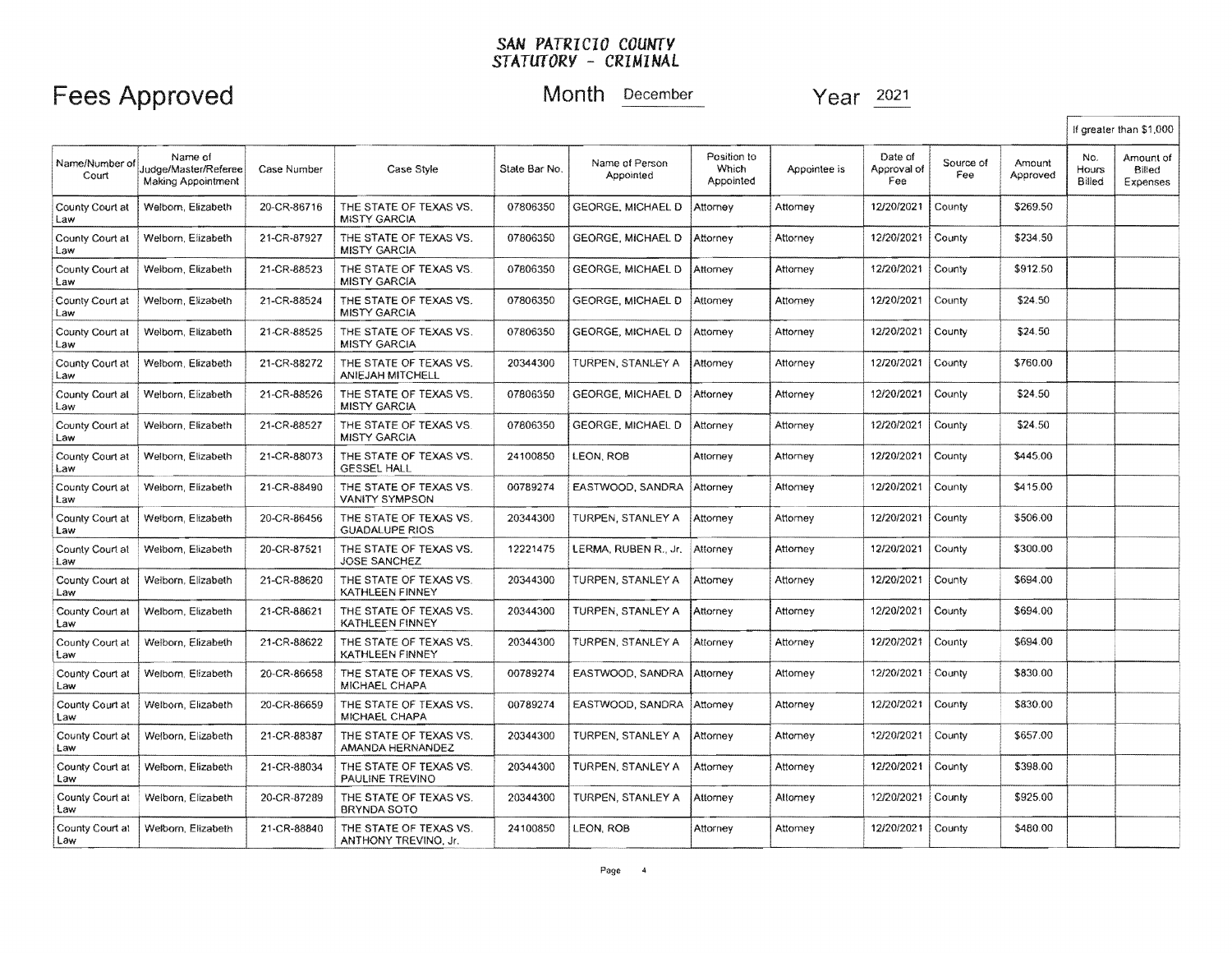# SAN PATRICIO COUNTY
## STATUTORY - CRIMINAL

# Fees Approved

Month December Year 2021

| Name/Number of Court | Name of Judge/Master/Referee Making Appointment | Case Number | Case Style | State Bar No. | Name of Person Appointed | Position to Which Appointed | Appointee is | Date of Approval of Fee | Source of Fee | Amount Approved | If greater than $1,000 No. Hours Billed | If greater than $1,000 Amount of Billed Expenses |
|---|---|---|---|---|---|---|---|---|---|---|---|---|
| County Court at Law | Welborn, Elizabeth | 20-CR-86716 | THE STATE OF TEXAS VS. MISTY GARCIA | 07806350 | GEORGE, MICHAEL D | Attorney | Attorney | 12/20/2021 | County | $269.50 | | |
| County Court at Law | Welborn, Elizabeth | 21-CR-87927 | THE STATE OF TEXAS VS. MISTY GARCIA | 07806350 | GEORGE, MICHAEL D | Attorney | Attorney | 12/20/2021 | County | $234.50 | | |
| County Court at Law | Welborn, Elizabeth | 21-CR-88523 | THE STATE OF TEXAS VS. MISTY GARCIA | 07806350 | GEORGE, MICHAEL D | Attorney | Attorney | 12/20/2021 | County | $912.50 | | |
| County Court at Law | Welborn, Elizabeth | 21-CR-88524 | THE STATE OF TEXAS VS. MISTY GARCIA | 07806350 | GEORGE, MICHAEL D | Attorney | Attorney | 12/20/2021 | County | $24.50 | | |
| County Court at Law | Welborn, Elizabeth | 21-CR-88525 | THE STATE OF TEXAS VS. MISTY GARCIA | 07806350 | GEORGE, MICHAEL D | Attorney | Attorney | 12/20/2021 | County | $24.50 | | |
| County Court at Law | Welborn, Elizabeth | 21-CR-88272 | THE STATE OF TEXAS VS. ANIEJAH MITCHELL | 20344300 | TURPEN, STANLEY A | Attorney | Attorney | 12/20/2021 | County | $760.00 | | |
| County Court at Law | Welborn, Elizabeth | 21-CR-88526 | THE STATE OF TEXAS VS. MISTY GARCIA | 07806350 | GEORGE, MICHAEL D | Attorney | Attorney | 12/20/2021 | County | $24.50 | | |
| County Court at Law | Welborn, Elizabeth | 21-CR-88527 | THE STATE OF TEXAS VS. MISTY GARCIA | 07806350 | GEORGE, MICHAEL D | Attorney | Attorney | 12/20/2021 | County | $24.50 | | |
| County Court at Law | Welborn, Elizabeth | 21-CR-88073 | THE STATE OF TEXAS VS. GESSEL HALL | 24100850 | LEON, ROB | Attorney | Attorney | 12/20/2021 | County | $445.00 | | |
| County Court at Law | Welborn, Elizabeth | 21-CR-88490 | THE STATE OF TEXAS VS. VANITY SYMPSON | 00789274 | EASTWOOD, SANDRA | Attorney | Attorney | 12/20/2021 | County | $415.00 | | |
| County Court at Law | Welborn, Elizabeth | 20-CR-86456 | THE STATE OF TEXAS VS. GUADALUPE RIOS | 20344300 | TURPEN, STANLEY A | Attorney | Attorney | 12/20/2021 | County | $506.00 | | |
| County Court at Law | Welborn, Elizabeth | 20-CR-87521 | THE STATE OF TEXAS VS. JOSE SANCHEZ | 12221475 | LERMA, RUBEN R., Jr. | Attorney | Attorney | 12/20/2021 | County | $300.00 | | |
| County Court at Law | Welborn, Elizabeth | 21-CR-88620 | THE STATE OF TEXAS VS. KATHLEEN FINNEY | 20344300 | TURPEN, STANLEY A | Attorney | Attorney | 12/20/2021 | County | $694.00 | | |
| County Court at Law | Welborn, Elizabeth | 21-CR-88621 | THE STATE OF TEXAS VS. KATHLEEN FINNEY | 20344300 | TURPEN, STANLEY A | Attorney | Attorney | 12/20/2021 | County | $694.00 | | |
| County Court at Law | Welborn, Elizabeth | 21-CR-88622 | THE STATE OF TEXAS VS. KATHLEEN FINNEY | 20344300 | TURPEN, STANLEY A | Attorney | Attorney | 12/20/2021 | County | $694.00 | | |
| County Court at Law | Welborn, Elizabeth | 20-CR-86658 | THE STATE OF TEXAS VS. MICHAEL CHAPA | 00789274 | EASTWOOD, SANDRA | Attorney | Attorney | 12/20/2021 | County | $830.00 | | |
| County Court at Law | Welborn, Elizabeth | 20-CR-86659 | THE STATE OF TEXAS VS. MICHAEL CHAPA | 00789274 | EASTWOOD, SANDRA | Attorney | Attorney | 12/20/2021 | County | $830.00 | | |
| County Court at Law | Welborn, Elizabeth | 21-CR-88387 | THE STATE OF TEXAS VS. AMANDA HERNANDEZ | 20344300 | TURPEN, STANLEY A | Attorney | Attorney | 12/20/2021 | County | $657.00 | | |
| County Court at Law | Welborn, Elizabeth | 21-CR-88034 | THE STATE OF TEXAS VS. PAULINE TREVINO | 20344300 | TURPEN, STANLEY A | Attorney | Attorney | 12/20/2021 | County | $398.00 | | |
| County Court at Law | Welborn, Elizabeth | 20-CR-87289 | THE STATE OF TEXAS VS. BRYNDA SOTO | 20344300 | TURPEN, STANLEY A | Attorney | Attorney | 12/20/2021 | County | $925.00 | | |
| County Court at Law | Welborn, Elizabeth | 21-CR-88840 | THE STATE OF TEXAS VS. ANTHONY TREVINO, Jr. | 24100850 | LEON, ROB | Attorney | Attorney | 12/20/2021 | County | $480.00 | | |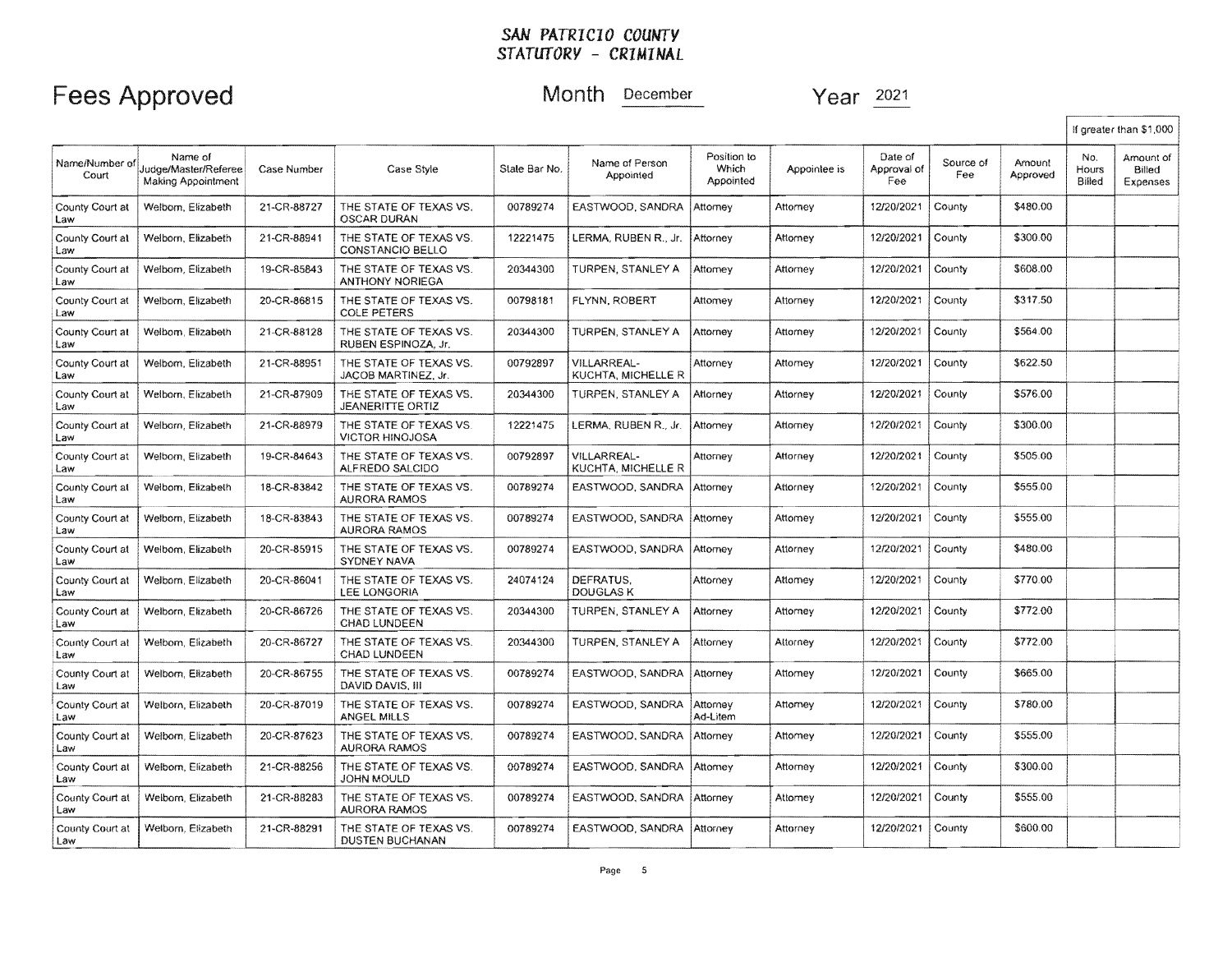**SAN PATRICIO COUNTY**
**STATUTORY - CRIMINAL**

# Fees Approved

Month December    Year 2021

| Name/Number of Court | Name of Judge/Master/Referee Making Appointment | Case Number | Case Style | State Bar No. | Name of Person Appointed | Position to Which Appointed | Appointee is | Date of Approval of Fee | Source of Fee | Amount Approved | If greater than $1,000 | |
|---|---|---|---|---|---|---|---|---|---|---|---|---|
| | | | | | | | | | | | No. Hours Billed | Amount of Billed Expenses |
| County Court at Law | Welborn, Elizabeth | 21-CR-88727 | THE STATE OF TEXAS VS. OSCAR DURAN | 00789274 | EASTWOOD, SANDRA | Attorney | Attorney | 12/20/2021 | County | $480.00 | | |
| County Court at Law | Welborn, Elizabeth | 21-CR-88941 | THE STATE OF TEXAS VS. CONSTANCIO BELLO | 12221475 | LERMA, RUBEN R., Jr. | Attorney | Attorney | 12/20/2021 | County | $300.00 | | |
| County Court at Law | Welborn, Elizabeth | 19-CR-85843 | THE STATE OF TEXAS VS. ANTHONY NORIEGA | 20344300 | TURPEN, STANLEY A | Attorney | Attorney | 12/20/2021 | County | $608.00 | | |
| County Court at Law | Welborn, Elizabeth | 20-CR-86815 | THE STATE OF TEXAS VS. COLE PETERS | 00798181 | FLYNN, ROBERT | Attorney | Attorney | 12/20/2021 | County | $317.50 | | |
| County Court at Law | Welborn, Elizabeth | 21-CR-88128 | THE STATE OF TEXAS VS. RUBEN ESPINOZA, Jr. | 20344300 | TURPEN, STANLEY A | Attorney | Attorney | 12/20/2021 | County | $564.00 | | |
| County Court at Law | Welborn, Elizabeth | 21-CR-88951 | THE STATE OF TEXAS VS. JACOB MARTINEZ, Jr. | 00792897 | VILLARREAL-KUCHTA, MICHELLE R | Attorney | Attorney | 12/20/2021 | County | $622.50 | | |
| County Court at Law | Welborn, Elizabeth | 21-CR-87909 | THE STATE OF TEXAS VS. JEANERITTE ORTIZ | 20344300 | TURPEN, STANLEY A | Attorney | Attorney | 12/20/2021 | County | $576.00 | | |
| County Court at Law | Welborn, Elizabeth | 21-CR-88979 | THE STATE OF TEXAS VS. VICTOR HINOJOSA | 12221475 | LERMA, RUBEN R., Jr. | Attorney | Attorney | 12/20/2021 | County | $300.00 | | |
| County Court at Law | Welborn, Elizabeth | 19-CR-84643 | THE STATE OF TEXAS VS. ALFREDO SALCIDO | 00792897 | VILLARREAL-KUCHTA, MICHELLE R | Attorney | Attorney | 12/20/2021 | County | $505.00 | | |
| County Court at Law | Welborn, Elizabeth | 18-CR-83842 | THE STATE OF TEXAS VS. AURORA RAMOS | 00789274 | EASTWOOD, SANDRA | Attorney | Attorney | 12/20/2021 | County | $555.00 | | |
| County Court at Law | Welborn, Elizabeth | 18-CR-83843 | THE STATE OF TEXAS VS. AURORA RAMOS | 00789274 | EASTWOOD, SANDRA | Attorney | Attorney | 12/20/2021 | County | $555.00 | | |
| County Court at Law | Welborn, Elizabeth | 20-CR-85915 | THE STATE OF TEXAS VS. SYDNEY NAVA | 00789274 | EASTWOOD, SANDRA | Attorney | Attorney | 12/20/2021 | County | $480.00 | | |
| County Court at Law | Welborn, Elizabeth | 20-CR-86041 | THE STATE OF TEXAS VS. LEE LONGORIA | 24074124 | DEFRATUS, DOUGLAS K | Attorney | Attorney | 12/20/2021 | County | $770.00 | | |
| County Court at Law | Welborn, Elizabeth | 20-CR-86726 | THE STATE OF TEXAS VS. CHAD LUNDEEN | 20344300 | TURPEN, STANLEY A | Attorney | Attorney | 12/20/2021 | County | $772.00 | | |
| County Court at Law | Welborn, Elizabeth | 20-CR-86727 | THE STATE OF TEXAS VS. CHAD LUNDEEN | 20344300 | TURPEN, STANLEY A | Attorney | Attorney | 12/20/2021 | County | $772.00 | | |
| County Court at Law | Welborn, Elizabeth | 20-CR-86755 | THE STATE OF TEXAS VS. DAVID DAVIS, III | 00789274 | EASTWOOD, SANDRA | Attorney | Attorney | 12/20/2021 | County | $665.00 | | |
| County Court at Law | Welborn, Elizabeth | 20-CR-87019 | THE STATE OF TEXAS VS. ANGEL MILLS | 00789274 | EASTWOOD, SANDRA | Attorney Ad-Litem | Attorney | 12/20/2021 | County | $780.00 | | |
| County Court at Law | Welborn, Elizabeth | 20-CR-87623 | THE STATE OF TEXAS VS. AURORA RAMOS | 00789274 | EASTWOOD, SANDRA | Attorney | Attorney | 12/20/2021 | County | $555.00 | | |
| County Court at Law | Welborn, Elizabeth | 21-CR-88256 | THE STATE OF TEXAS VS. JOHN MOULD | 00789274 | EASTWOOD, SANDRA | Attorney | Attorney | 12/20/2021 | County | $300.00 | | |
| County Court at Law | Welborn, Elizabeth | 21-CR-88283 | THE STATE OF TEXAS VS. AURORA RAMOS | 00789274 | EASTWOOD, SANDRA | Attorney | Attorney | 12/20/2021 | County | $555.00 | | |
| County Court at Law | Welborn, Elizabeth | 21-CR-88291 | THE STATE OF TEXAS VS. DUSTEN BUCHANAN | 00789274 | EASTWOOD, SANDRA | Attorney | Attorney | 12/20/2021 | County | $600.00 | | |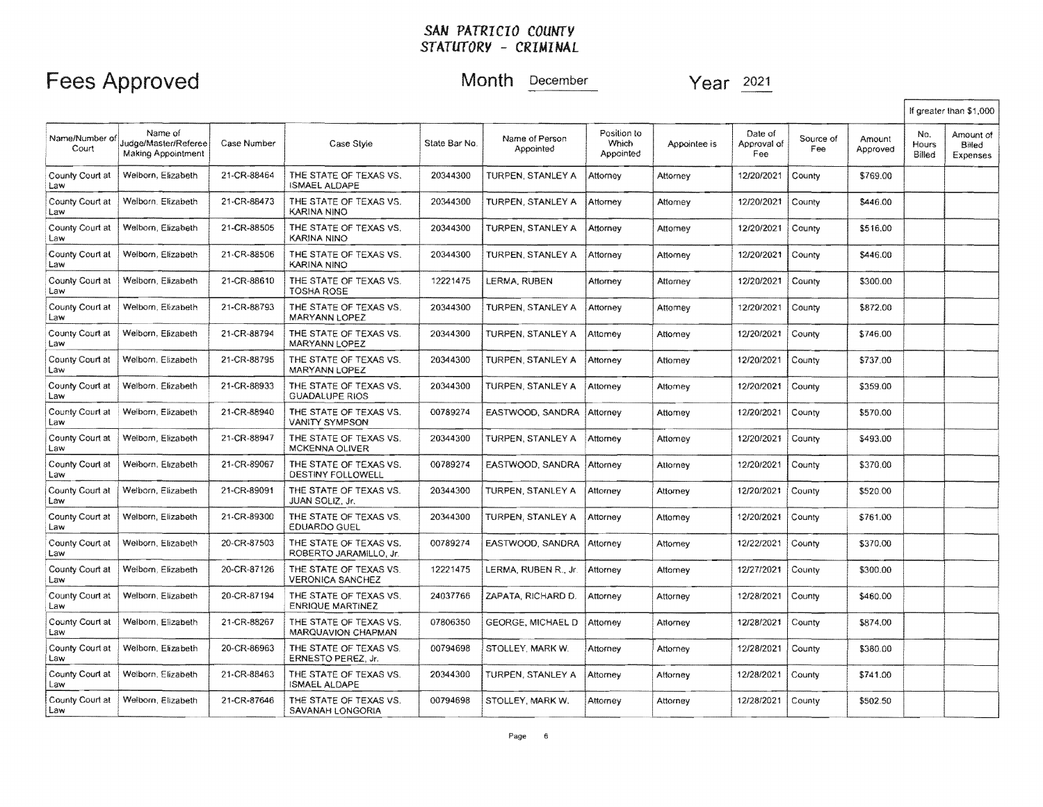# SAN PATRICIO COUNTY
## STATUTORY - CRIMINAL

**Fees Approved** Month December Year 2021

| Name/Number of Court | Name of Judge/Master/Referee Making Appointment | Case Number | Case Style | State Bar No. | Name of Person Appointed | Position to Which Appointed | Appointee is | Date of Approval of Fee | Source of Fee | Amount Approved | If greater than $1,000 No. Hours Billed | Amount of Billed Expenses |
|---|---|---|---|---|---|---|---|---|---|---|---|---|
| County Court at Law | Welborn, Elizabeth | 21-CR-88464 | THE STATE OF TEXAS VS. ISMAEL ALDAPE | 20344300 | TURPEN, STANLEY A | Attorney | Attorney | 12/20/2021 | County | $769.00 | | |
| County Court at Law | Welborn, Elizabeth | 21-CR-88473 | THE STATE OF TEXAS VS. KARINA NINO | 20344300 | TURPEN, STANLEY A | Attorney | Attorney | 12/20/2021 | County | $446.00 | | |
| County Court at Law | Welborn, Elizabeth | 21-CR-88505 | THE STATE OF TEXAS VS. KARINA NINO | 20344300 | TURPEN, STANLEY A | Attorney | Attorney | 12/20/2021 | County | $516.00 | | |
| County Court at Law | Welborn, Elizabeth | 21-CR-88506 | THE STATE OF TEXAS VS. KARINA NINO | 20344300 | TURPEN, STANLEY A | Attorney | Attorney | 12/20/2021 | County | $446.00 | | |
| County Court at Law | Welborn, Elizabeth | 21-CR-88610 | THE STATE OF TEXAS VS. TOSHA ROSE | 12221475 | LERMA, RUBEN | Attorney | Attorney | 12/20/2021 | County | $300.00 | | |
| County Court at Law | Welborn, Elizabeth | 21-CR-88793 | THE STATE OF TEXAS VS. MARYANN LOPEZ | 20344300 | TURPEN, STANLEY A | Attorney | Attorney | 12/20/2021 | County | $872.00 | | |
| County Court at Law | Welborn, Elizabeth | 21-CR-88794 | THE STATE OF TEXAS VS. MARYANN LOPEZ | 20344300 | TURPEN, STANLEY A | Attorney | Attorney | 12/20/2021 | County | $746.00 | | |
| County Court at Law | Welborn, Elizabeth | 21-CR-88795 | THE STATE OF TEXAS VS. MARYANN LOPEZ | 20344300 | TURPEN, STANLEY A | Attorney | Attorney | 12/20/2021 | County | $737.00 | | |
| County Court at Law | Welborn, Elizabeth | 21-CR-88933 | THE STATE OF TEXAS VS. GUADALUPE RIOS | 20344300 | TURPEN, STANLEY A | Attorney | Attorney | 12/20/2021 | County | $359.00 | | |
| County Court at Law | Welborn, Elizabeth | 21-CR-88940 | THE STATE OF TEXAS VS. VANITY SYMPSON | 00789274 | EASTWOOD, SANDRA | Attorney | Attorney | 12/20/2021 | County | $570.00 | | |
| County Court at Law | Welborn, Elizabeth | 21-CR-88947 | THE STATE OF TEXAS VS. MCKENNA OLIVER | 20344300 | TURPEN, STANLEY A | Attorney | Attorney | 12/20/2021 | County | $493.00 | | |
| County Court at Law | Welborn, Elizabeth | 21-CR-89067 | THE STATE OF TEXAS VS. DESTINY FOLLOWELL | 00789274 | EASTWOOD, SANDRA | Attorney | Attorney | 12/20/2021 | County | $370.00 | | |
| County Court at Law | Welborn, Elizabeth | 21-CR-89091 | THE STATE OF TEXAS VS. JUAN SOLIZ, Jr. | 20344300 | TURPEN, STANLEY A | Attorney | Attorney | 12/20/2021 | County | $520.00 | | |
| County Court at Law | Welborn, Elizabeth | 21-CR-89300 | THE STATE OF TEXAS VS. EDUARDO GUEL | 20344300 | TURPEN, STANLEY A | Attorney | Attorney | 12/20/2021 | County | $761.00 | | |
| County Court at Law | Welborn, Elizabeth | 20-CR-87503 | THE STATE OF TEXAS VS. ROBERTO JARAMILLO, Jr. | 00789274 | EASTWOOD, SANDRA | Attorney | Attorney | 12/22/2021 | County | $370.00 | | |
| County Court at Law | Welborn, Elizabeth | 20-CR-87126 | THE STATE OF TEXAS VS. VERONICA SANCHEZ | 12221475 | LERMA, RUBEN R., Jr. | Attorney | Attorney | 12/27/2021 | County | $300.00 | | |
| County Court at Law | Welborn, Elizabeth | 20-CR-87194 | THE STATE OF TEXAS VS. ENRIQUE MARTINEZ | 24037766 | ZAPATA, RICHARD D. | Attorney | Attorney | 12/28/2021 | County | $460.00 | | |
| County Court at Law | Welborn, Elizabeth | 21-CR-88267 | THE STATE OF TEXAS VS. MARQUAVION CHAPMAN | 07806350 | GEORGE, MICHAEL D | Attorney | Attorney | 12/28/2021 | County | $874.00 | | |
| County Court at Law | Welborn, Elizabeth | 20-CR-86963 | THE STATE OF TEXAS VS. ERNESTO PEREZ, Jr. | 00794698 | STOLLEY, MARK W. | Attorney | Attorney | 12/28/2021 | County | $380.00 | | |
| County Court at Law | Welborn, Elizabeth | 21-CR-88463 | THE STATE OF TEXAS VS. ISMAEL ALDAPE | 20344300 | TURPEN, STANLEY A | Attorney | Attorney | 12/28/2021 | County | $741.00 | | |
| County Court at Law | Welborn, Elizabeth | 21-CR-87646 | THE STATE OF TEXAS VS. SAVANAH LONGORIA | 00794698 | STOLLEY, MARK W. | Attorney | Attorney | 12/28/2021 | County | $502.50 | | |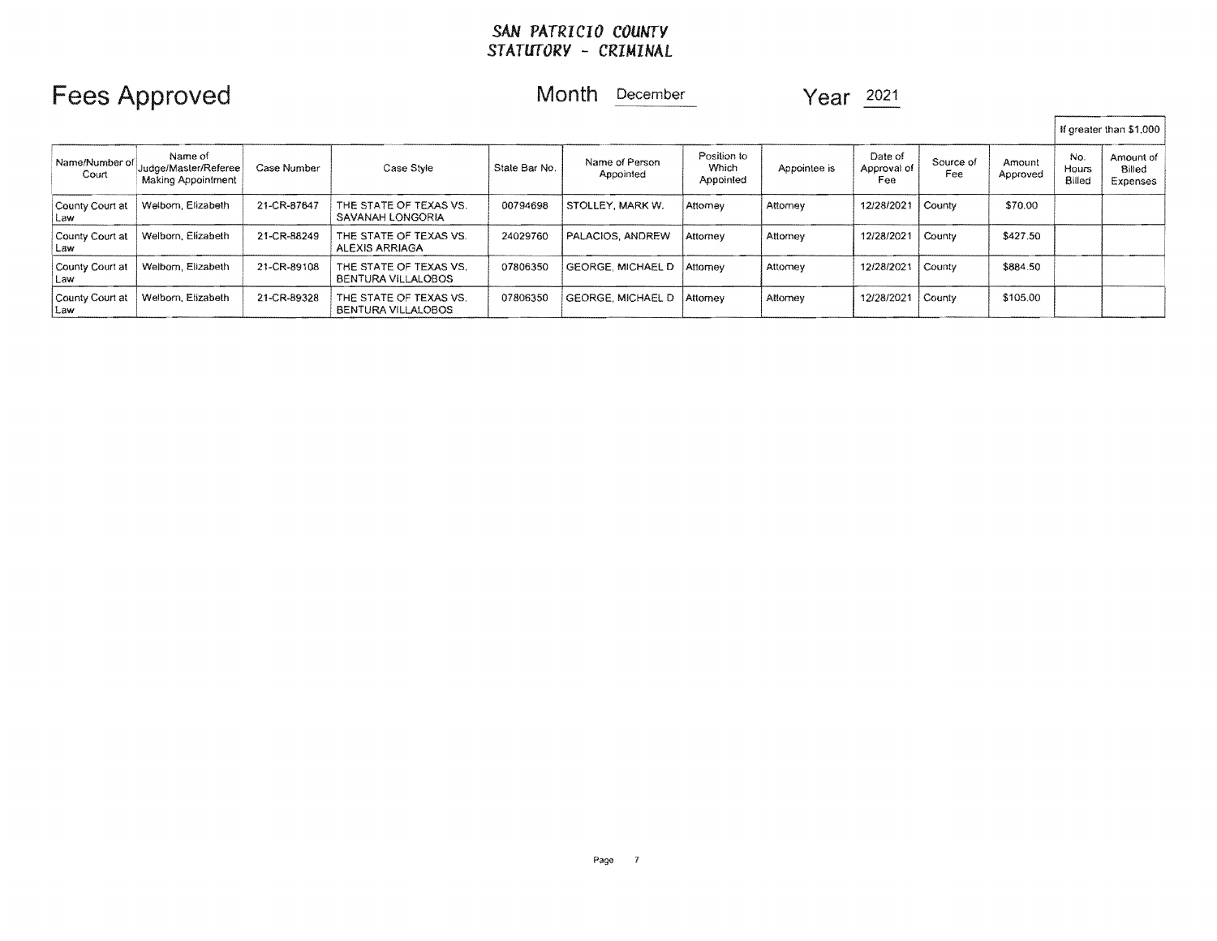**SAN PATRICIO COUNTY**
**STATUTORY - CRIMINAL**

# Fees Approved

Month December  Year 2021

| Name/Number of Court | Name of Judge/Master/Referee Making Appointment | Case Number | Case Style | State Bar No. | Name of Person Appointed | Position to Which Appointed | Appointee is | Date of Approval of Fee | Source of Fee | Amount Approved | If greater than $1,000 | |
|---|---|---|---|---|---|---|---|---|---|---|---|---|
| | | | | | | | | | | | No. Hours Billed | Amount of Billed Expenses |
| County Court at Law | Welborn, Elizabeth | 21-CR-87647 | THE STATE OF TEXAS VS. SAVANAH LONGORIA | 00794698 | STOLLEY, MARK W. | Attorney | Attorney | 12/28/2021 | County | $70.00 | | |
| County Court at Law | Welborn, Elizabeth | 21-CR-88249 | THE STATE OF TEXAS VS. ALEXIS ARRIAGA | 24029760 | PALACIOS, ANDREW | Attorney | Attorney | 12/28/2021 | County | $427.50 | | |
| County Court at Law | Welborn, Elizabeth | 21-CR-89108 | THE STATE OF TEXAS VS. BENTURA VILLALOBOS | 07806350 | GEORGE, MICHAEL D | Attorney | Attorney | 12/28/2021 | County | $884.50 | | |
| County Court at Law | Welborn, Elizabeth | 21-CR-89328 | THE STATE OF TEXAS VS. BENTURA VILLALOBOS | 07806350 | GEORGE, MICHAEL D | Attorney | Attorney | 12/28/2021 | County | $105.00 | | |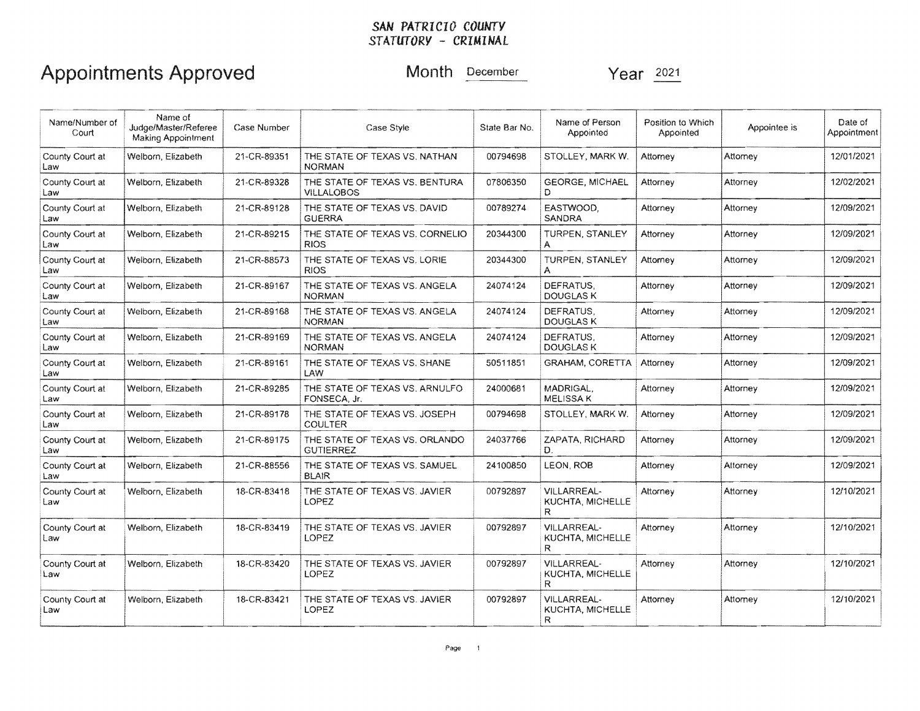**SAN PATRICIO COUNTY**
**STATUTORY - CRIMINAL**

# Appointments Approved

Month December Year 2021

| Name/Number of Court | Name of Judge/Master/Referee Making Appointment | Case Number | Case Style | State Bar No. | Name of Person Appointed | Position to Which Appointed | Appointee is | Date of Appointment |
|---|---|---|---|---|---|---|---|---|
| County Court at Law | Welborn, Elizabeth | 21-CR-89351 | THE STATE OF TEXAS VS. NATHAN NORMAN | 00794698 | STOLLEY, MARK W. | Attorney | Attorney | 12/01/2021 |
| County Court at Law | Welborn, Elizabeth | 21-CR-89328 | THE STATE OF TEXAS VS. BENTURA VILLALOBOS | 07806350 | GEORGE, MICHAEL D | Attorney | Attorney | 12/02/2021 |
| County Court at Law | Welborn, Elizabeth | 21-CR-89128 | THE STATE OF TEXAS VS. DAVID GUERRA | 00789274 | EASTWOOD, SANDRA | Attorney | Attorney | 12/09/2021 |
| County Court at Law | Welborn, Elizabeth | 21-CR-89215 | THE STATE OF TEXAS VS. CORNELIO RIOS | 20344300 | TURPEN, STANLEY A | Attorney | Attorney | 12/09/2021 |
| County Court at Law | Welborn, Elizabeth | 21-CR-88573 | THE STATE OF TEXAS VS. LORIE RIOS | 20344300 | TURPEN, STANLEY A | Attorney | Attorney | 12/09/2021 |
| County Court at Law | Welborn, Elizabeth | 21-CR-89167 | THE STATE OF TEXAS VS. ANGELA NORMAN | 24074124 | DEFRATUS, DOUGLAS K | Attorney | Attorney | 12/09/2021 |
| County Court at Law | Welborn, Elizabeth | 21-CR-89168 | THE STATE OF TEXAS VS. ANGELA NORMAN | 24074124 | DEFRATUS, DOUGLAS K | Attorney | Attorney | 12/09/2021 |
| County Court at Law | Welborn, Elizabeth | 21-CR-89169 | THE STATE OF TEXAS VS. ANGELA NORMAN | 24074124 | DEFRATUS, DOUGLAS K | Attorney | Attorney | 12/09/2021 |
| County Court at Law | Welborn, Elizabeth | 21-CR-89161 | THE STATE OF TEXAS VS. SHANE LAW | 50511851 | GRAHAM, CORETTA | Attorney | Attorney | 12/09/2021 |
| County Court at Law | Welborn, Elizabeth | 21-CR-89285 | THE STATE OF TEXAS VS. ARNULFO FONSECA, Jr. | 24000681 | MADRIGAL, MELISSA K | Attorney | Attorney | 12/09/2021 |
| County Court at Law | Welborn, Elizabeth | 21-CR-89178 | THE STATE OF TEXAS VS. JOSEPH COULTER | 00794698 | STOLLEY, MARK W. | Attorney | Attorney | 12/09/2021 |
| County Court at Law | Welborn, Elizabeth | 21-CR-89175 | THE STATE OF TEXAS VS. ORLANDO GUTIERREZ | 24037766 | ZAPATA, RICHARD D. | Attorney | Attorney | 12/09/2021 |
| County Court at Law | Welborn, Elizabeth | 21-CR-88556 | THE STATE OF TEXAS VS. SAMUEL BLAIR | 24100850 | LEON, ROB | Attorney | Attorney | 12/09/2021 |
| County Court at Law | Welborn, Elizabeth | 18-CR-83418 | THE STATE OF TEXAS VS. JAVIER LOPEZ | 00792897 | VILLARREAL-KUCHTA, MICHELLE R | Attorney | Attorney | 12/10/2021 |
| County Court at Law | Welborn, Elizabeth | 18-CR-83419 | THE STATE OF TEXAS VS. JAVIER LOPEZ | 00792897 | VILLARREAL-KUCHTA, MICHELLE R | Attorney | Attorney | 12/10/2021 |
| County Court at Law | Welborn, Elizabeth | 18-CR-83420 | THE STATE OF TEXAS VS. JAVIER LOPEZ | 00792897 | VILLARREAL-KUCHTA, MICHELLE R | Attorney | Attorney | 12/10/2021 |
| County Court at Law | Welborn, Elizabeth | 18-CR-83421 | THE STATE OF TEXAS VS. JAVIER LOPEZ | 00792897 | VILLARREAL-KUCHTA, MICHELLE R | Attorney | Attorney | 12/10/2021 |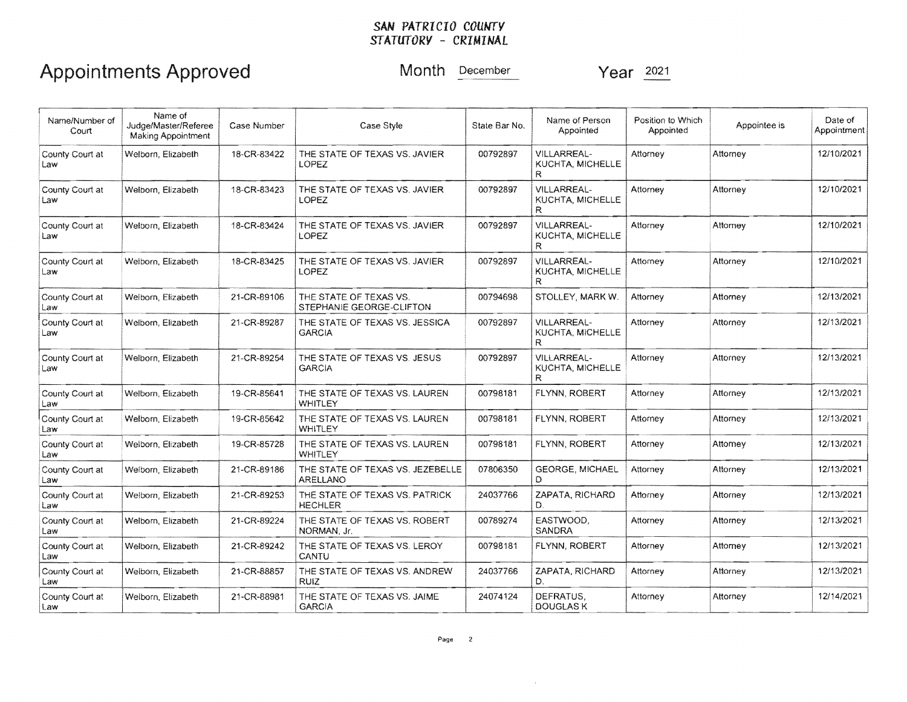**SAN PATRICIO COUNTY**
**STATUTORY - CRIMINAL**

# Appointments Approved

Month December Year 2021

| Name/Number of Court | Name of Judge/Master/Referee Making Appointment | Case Number | Case Style | State Bar No. | Name of Person Appointed | Position to Which Appointed | Appointee is | Date of Appointment |
|---|---|---|---|---|---|---|---|---|
| County Court at Law | Welborn, Elizabeth | 18-CR-83422 | THE STATE OF TEXAS VS. JAVIER LOPEZ | 00792897 | VILLARREAL-KUCHTA, MICHELLE R | Attorney | Attorney | 12/10/2021 |
| County Court at Law | Welborn, Elizabeth | 18-CR-83423 | THE STATE OF TEXAS VS. JAVIER LOPEZ | 00792897 | VILLARREAL-KUCHTA, MICHELLE R | Attorney | Attorney | 12/10/2021 |
| County Court at Law | Welborn, Elizabeth | 18-CR-83424 | THE STATE OF TEXAS VS. JAVIER LOPEZ | 00792897 | VILLARREAL-KUCHTA, MICHELLE R | Attorney | Attorney | 12/10/2021 |
| County Court at Law | Welborn, Elizabeth | 18-CR-83425 | THE STATE OF TEXAS VS. JAVIER LOPEZ | 00792897 | VILLARREAL-KUCHTA, MICHELLE R | Attorney | Attorney | 12/10/2021 |
| County Court at Law | Welborn, Elizabeth | 21-CR-89106 | THE STATE OF TEXAS VS. STEPHANIE GEORGE-CLIFTON | 00794698 | STOLLEY, MARK W. | Attorney | Attorney | 12/13/2021 |
| County Court at Law | Welborn, Elizabeth | 21-CR-89287 | THE STATE OF TEXAS VS. JESSICA GARCIA | 00792897 | VILLARREAL-KUCHTA, MICHELLE R | Attorney | Attorney | 12/13/2021 |
| County Court at Law | Welborn, Elizabeth | 21-CR-89254 | THE STATE OF TEXAS VS. JESUS GARCIA | 00792897 | VILLARREAL-KUCHTA, MICHELLE R | Attorney | Attorney | 12/13/2021 |
| County Court at Law | Welborn, Elizabeth | 19-CR-85641 | THE STATE OF TEXAS VS. LAUREN WHITLEY | 00798181 | FLYNN, ROBERT | Attorney | Attorney | 12/13/2021 |
| County Court at Law | Welborn, Elizabeth | 19-CR-85642 | THE STATE OF TEXAS VS. LAUREN WHITLEY | 00798181 | FLYNN, ROBERT | Attorney | Attorney | 12/13/2021 |
| County Court at Law | Welborn, Elizabeth | 19-CR-85728 | THE STATE OF TEXAS VS. LAUREN WHITLEY | 00798181 | FLYNN, ROBERT | Attorney | Attorney | 12/13/2021 |
| County Court at Law | Welborn, Elizabeth | 21-CR-89186 | THE STATE OF TEXAS VS. JEZEBELLE ARELLANO | 07806350 | GEORGE, MICHAEL D | Attorney | Attorney | 12/13/2021 |
| County Court at Law | Welborn, Elizabeth | 21-CR-89253 | THE STATE OF TEXAS VS. PATRICK HECHLER | 24037766 | ZAPATA, RICHARD D. | Attorney | Attorney | 12/13/2021 |
| County Court at Law | Welborn, Elizabeth | 21-CR-89224 | THE STATE OF TEXAS VS. ROBERT NORMAN, Jr. | 00789274 | EASTWOOD, SANDRA | Attorney | Attorney | 12/13/2021 |
| County Court at Law | Welborn, Elizabeth | 21-CR-89242 | THE STATE OF TEXAS VS. LEROY CANTU | 00798181 | FLYNN, ROBERT | Attorney | Attorney | 12/13/2021 |
| County Court at Law | Welborn, Elizabeth | 21-CR-88857 | THE STATE OF TEXAS VS. ANDREW RUIZ | 24037766 | ZAPATA, RICHARD D. | Attorney | Attorney | 12/13/2021 |
| County Court at Law | Welborn, Elizabeth | 21-CR-88981 | THE STATE OF TEXAS VS. JAIME GARCIA | 24074124 | DEFRATUS, DOUGLAS K | Attorney | Attorney | 12/14/2021 |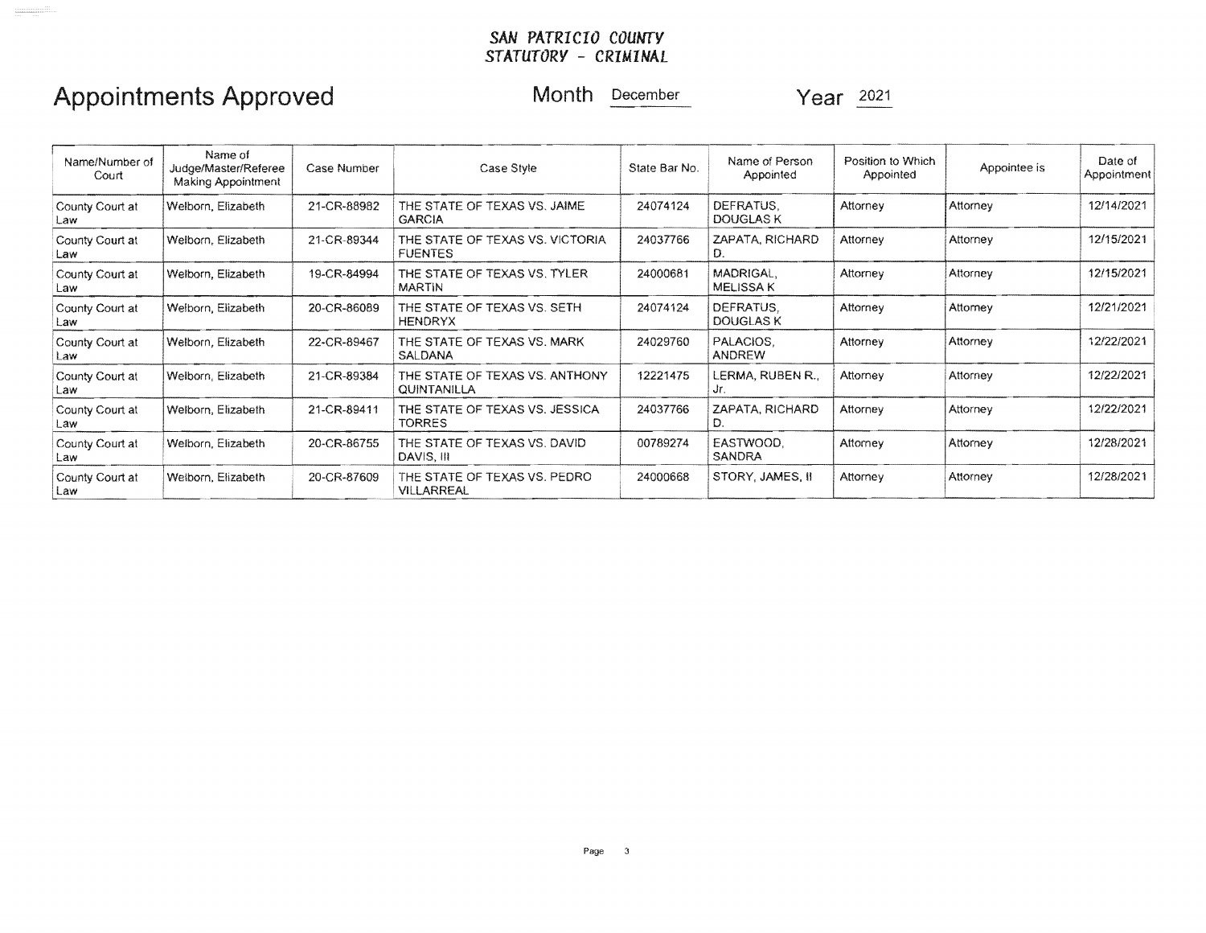**SAN PATRICIO COUNTY**
**STATUTORY - CRIMINAL**

# Appointments Approved

Month December Year 2021

| Name/Number of Court | Name of Judge/Master/Referee Making Appointment | Case Number | Case Style | State Bar No. | Name of Person Appointed | Position to Which Appointed | Appointee is | Date of Appointment |
|---|---|---|---|---|---|---|---|---|
| County Court at Law | Welborn, Elizabeth | 21-CR-88982 | THE STATE OF TEXAS VS. JAIME GARCIA | 24074124 | DEFRATUS, DOUGLAS K | Attorney | Attorney | 12/14/2021 |
| County Court at Law | Welborn, Elizabeth | 21-CR-89344 | THE STATE OF TEXAS VS. VICTORIA FUENTES | 24037766 | ZAPATA, RICHARD D. | Attorney | Attorney | 12/15/2021 |
| County Court at Law | Welborn, Elizabeth | 19-CR-84994 | THE STATE OF TEXAS VS. TYLER MARTIN | 24000681 | MADRIGAL, MELISSA K | Attorney | Attorney | 12/15/2021 |
| County Court at Law | Welborn, Elizabeth | 20-CR-86089 | THE STATE OF TEXAS VS. SETH HENDRYX | 24074124 | DEFRATUS, DOUGLAS K | Attorney | Attorney | 12/21/2021 |
| County Court at Law | Welborn, Elizabeth | 22-CR-89467 | THE STATE OF TEXAS VS. MARK SALDANA | 24029760 | PALACIOS, ANDREW | Attorney | Attorney | 12/22/2021 |
| County Court at Law | Welborn, Elizabeth | 21-CR-89384 | THE STATE OF TEXAS VS. ANTHONY QUINTANILLA | 12221475 | LERMA, RUBEN R., Jr. | Attorney | Attorney | 12/22/2021 |
| County Court at Law | Welborn, Elizabeth | 21-CR-89411 | THE STATE OF TEXAS VS. JESSICA TORRES | 24037766 | ZAPATA, RICHARD D. | Attorney | Attorney | 12/22/2021 |
| County Court at Law | Welborn, Elizabeth | 20-CR-86755 | THE STATE OF TEXAS VS. DAVID DAVIS, III | 00789274 | EASTWOOD, SANDRA | Attorney | Attorney | 12/28/2021 |
| County Court at Law | Welborn, Elizabeth | 20-CR-87609 | THE STATE OF TEXAS VS. PEDRO VILLARREAL | 24000668 | STORY, JAMES, II | Attorney | Attorney | 12/28/2021 |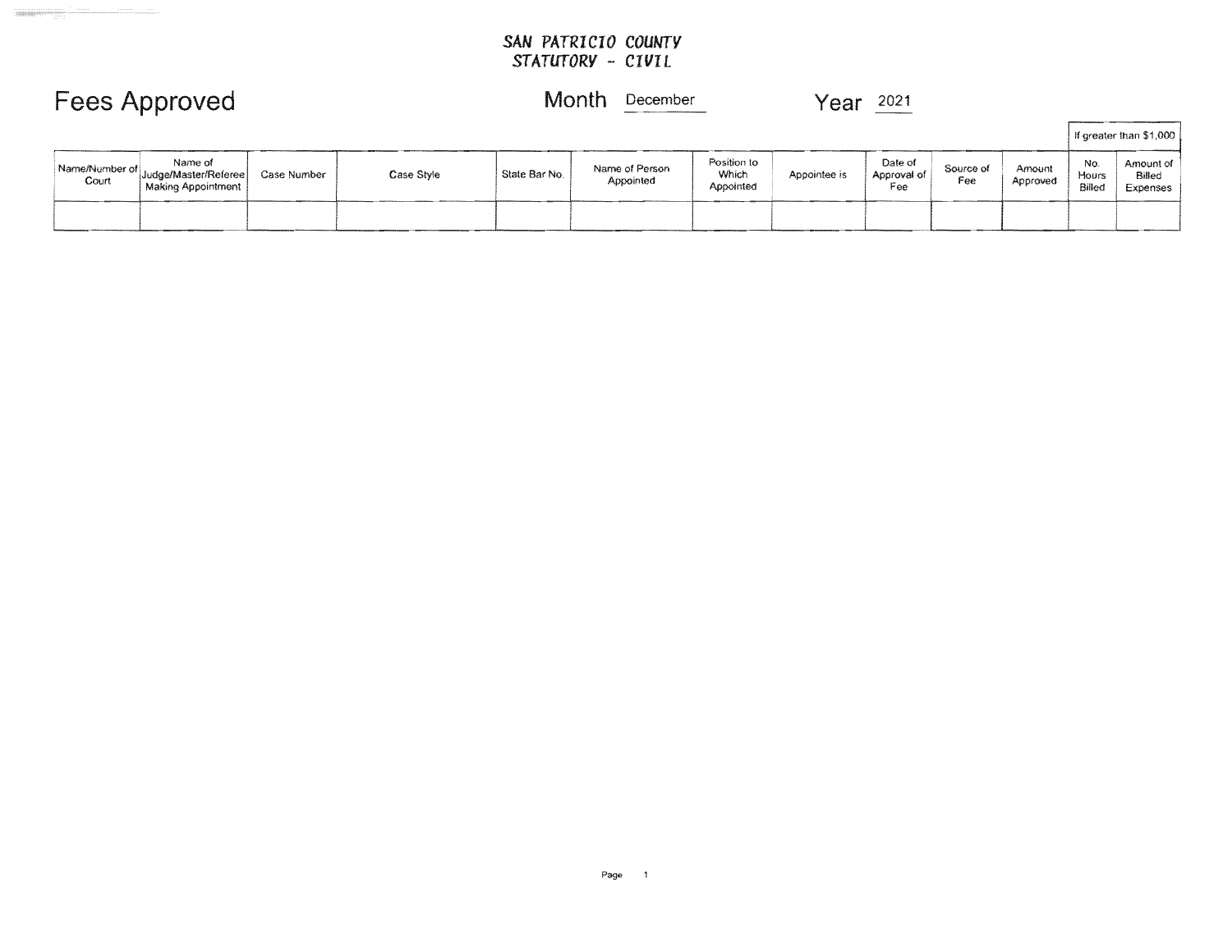# SAN PATRICIO COUNTY
## STATUTORY - CIVIL

# Fees Approved

Month December

Year 2021

| Name/Number of Court | Name of Judge/Master/Referee Making Appointment | Case Number | Case Style | State Bar No. | Name of Person Appointed | Position to Which Appointed | Appointee is | Date of Approval of Fee | Source of Fee | Amount Approved | If greater than $1,000 | |
|---|---|---|---|---|---|---|---|---|---|---|---|---|
| | | | | | | | | | | | No. Hours Billed | Amount of Billed Expenses |
| | | | | | | | | | | | | |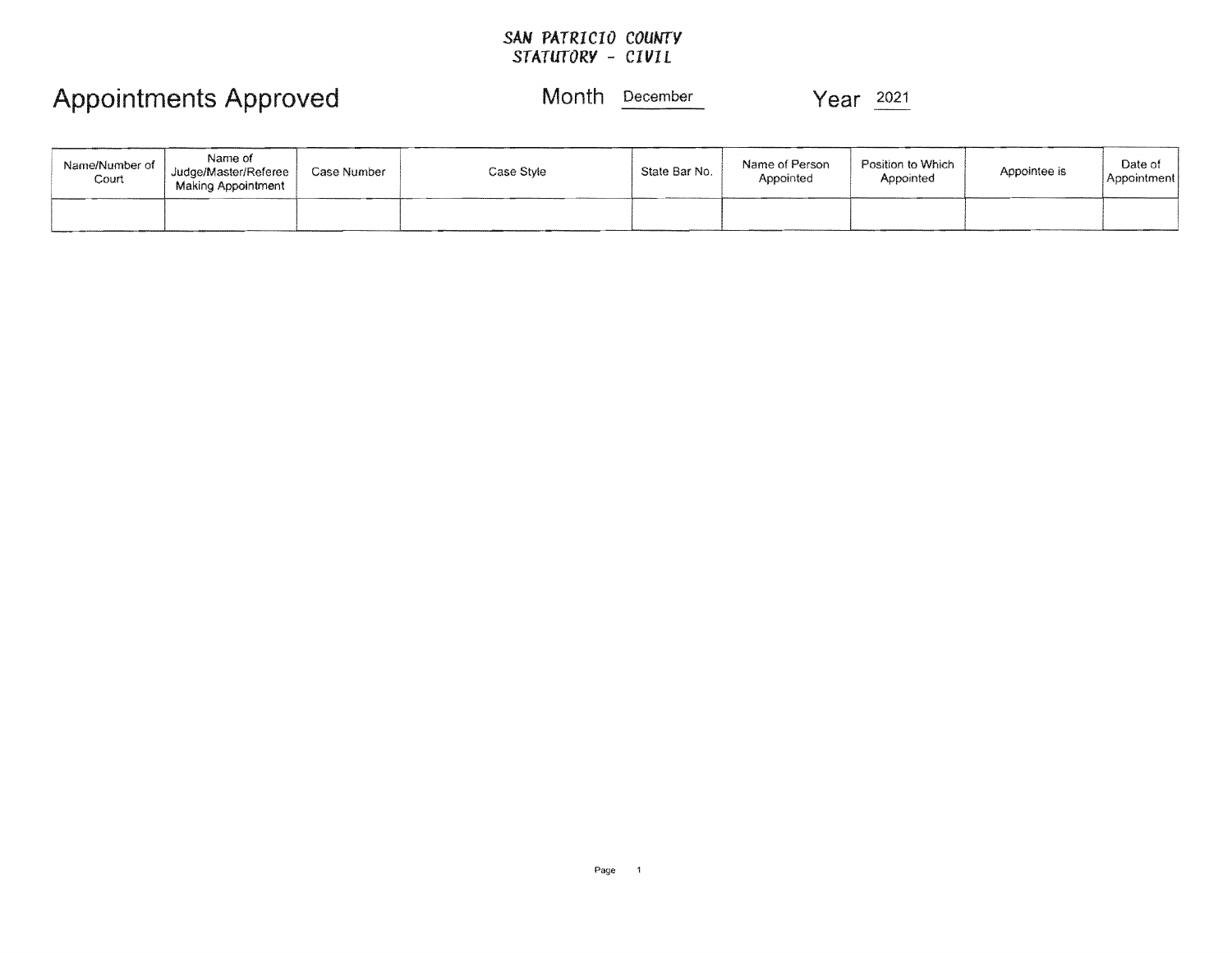SAN PATRICIO COUNTY
STATUTORY - CIVIL

# Appointments Approved

Month December Year 2021

| Name/Number of Court | Name of Judge/Master/Referee Making Appointment | Case Number | Case Style | State Bar No. | Name of Person Appointed | Position to Which Appointed | Appointee is | Date of Appointment |
|---|---|---|---|---|---|---|---|---|
| | | | | | | | | |